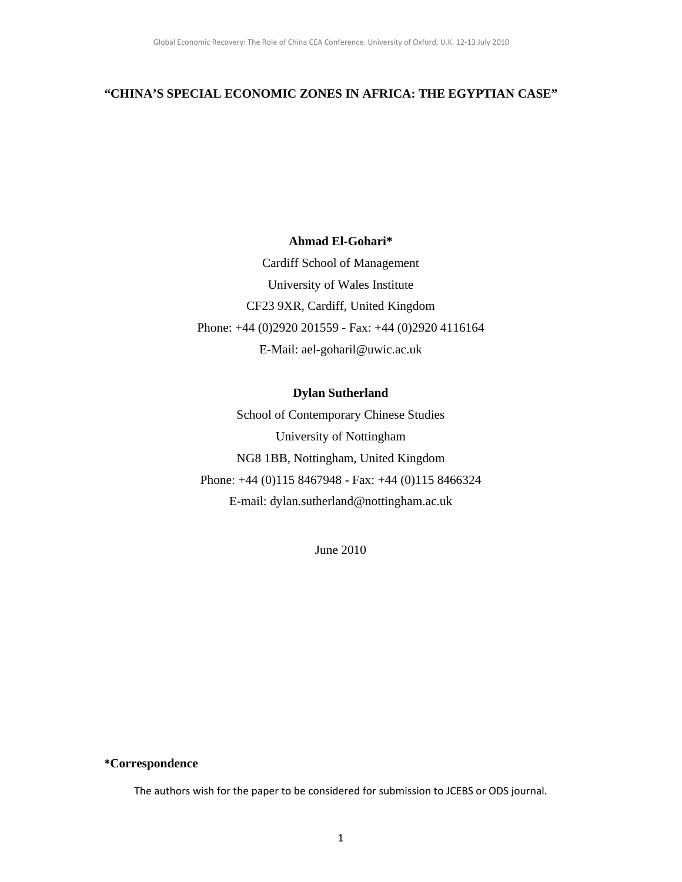# "CHINA'S SPECIAL ECONOMIC ZONES IN AFRICA: THE EGYPTIAN CASE"

**Ahmad El-Gohari***

Cardiff School of Management

University of Wales Institute

CF23 9XR, Cardiff, United Kingdom

Phone: +44 (0)2920 201559 - Fax: +44 (0)2920 4116164

E-Mail: ael-goharil@uwic.ac.uk

**Dylan Sutherland**

School of Contemporary Chinese Studies

University of Nottingham

NG8 1BB, Nottingham, United Kingdom

Phone: +44 (0)115 8467948 - Fax: +44 (0)115 8466324

E-mail: dylan.sutherland@nottingham.ac.uk

June 2010

**\*Correspondence**

The authors wish for the paper to be considered for submission to JCEBS or ODS journal.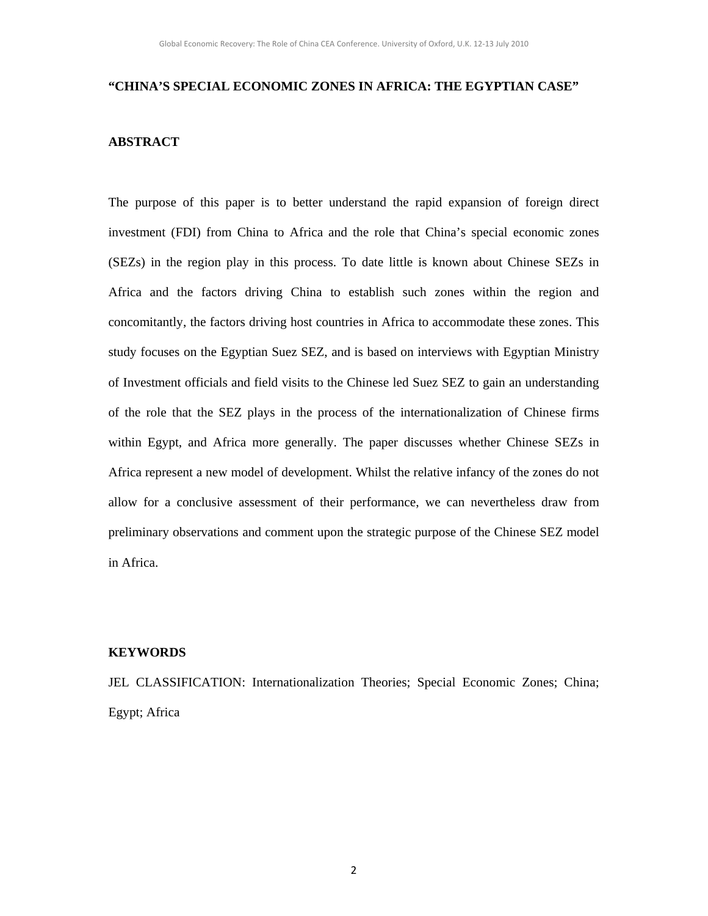**"CHINA'S SPECIAL ECONOMIC ZONES IN AFRICA: THE EGYPTIAN CASE"**

## ABSTRACT

The purpose of this paper is to better understand the rapid expansion of foreign direct investment (FDI) from China to Africa and the role that China's special economic zones (SEZs) in the region play in this process. To date little is known about Chinese SEZs in Africa and the factors driving China to establish such zones within the region and concomitantly, the factors driving host countries in Africa to accommodate these zones. This study focuses on the Egyptian Suez SEZ, and is based on interviews with Egyptian Ministry of Investment officials and field visits to the Chinese led Suez SEZ to gain an understanding of the role that the SEZ plays in the process of the internationalization of Chinese firms within Egypt, and Africa more generally. The paper discusses whether Chinese SEZs in Africa represent a new model of development. Whilst the relative infancy of the zones do not allow for a conclusive assessment of their performance, we can nevertheless draw from preliminary observations and comment upon the strategic purpose of the Chinese SEZ model in Africa.

## KEYWORDS

JEL CLASSIFICATION: Internationalization Theories; Special Economic Zones; China; Egypt; Africa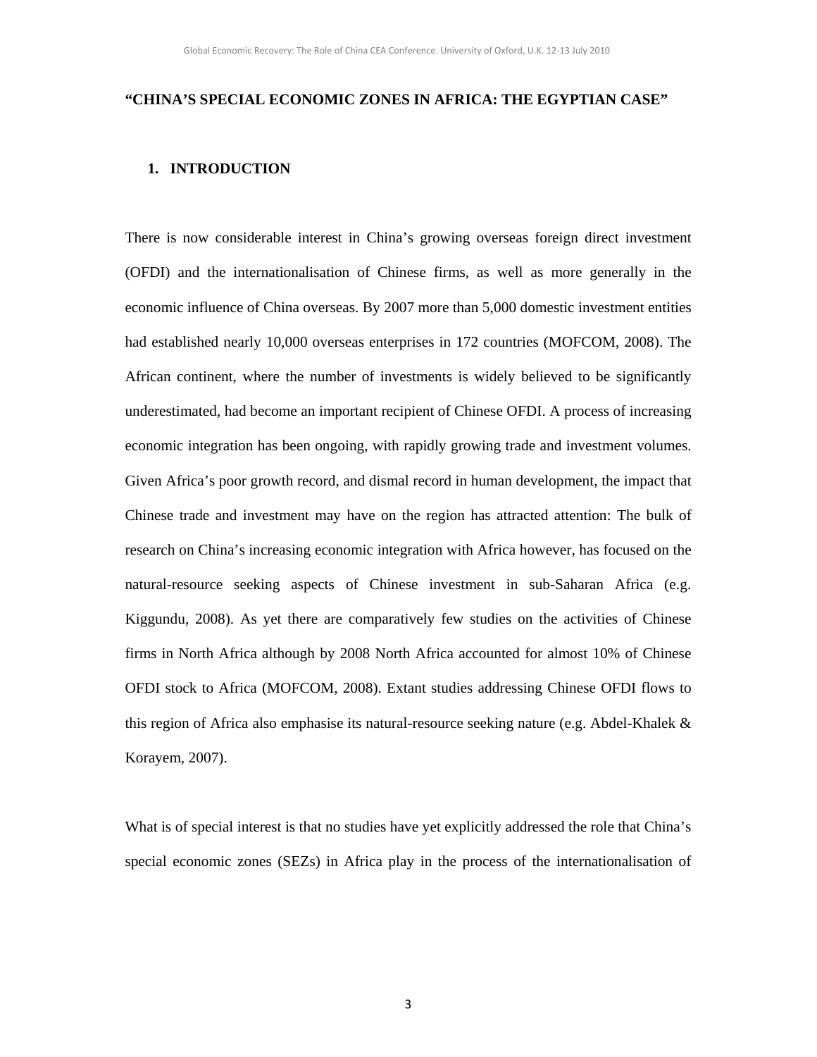# "CHINA'S SPECIAL ECONOMIC ZONES IN AFRICA: THE EGYPTIAN CASE"

## 1. INTRODUCTION

There is now considerable interest in China's growing overseas foreign direct investment (OFDI) and the internationalisation of Chinese firms, as well as more generally in the economic influence of China overseas. By 2007 more than 5,000 domestic investment entities had established nearly 10,000 overseas enterprises in 172 countries (MOFCOM, 2008). The African continent, where the number of investments is widely believed to be significantly underestimated, had become an important recipient of Chinese OFDI. A process of increasing economic integration has been ongoing, with rapidly growing trade and investment volumes. Given Africa's poor growth record, and dismal record in human development, the impact that Chinese trade and investment may have on the region has attracted attention: The bulk of research on China's increasing economic integration with Africa however, has focused on the natural-resource seeking aspects of Chinese investment in sub-Saharan Africa (e.g. Kiggundu, 2008). As yet there are comparatively few studies on the activities of Chinese firms in North Africa although by 2008 North Africa accounted for almost 10% of Chinese OFDI stock to Africa (MOFCOM, 2008). Extant studies addressing Chinese OFDI flows to this region of Africa also emphasise its natural-resource seeking nature (e.g. Abdel-Khalek & Korayem, 2007).

What is of special interest is that no studies have yet explicitly addressed the role that China's special economic zones (SEZs) in Africa play in the process of the internationalisation of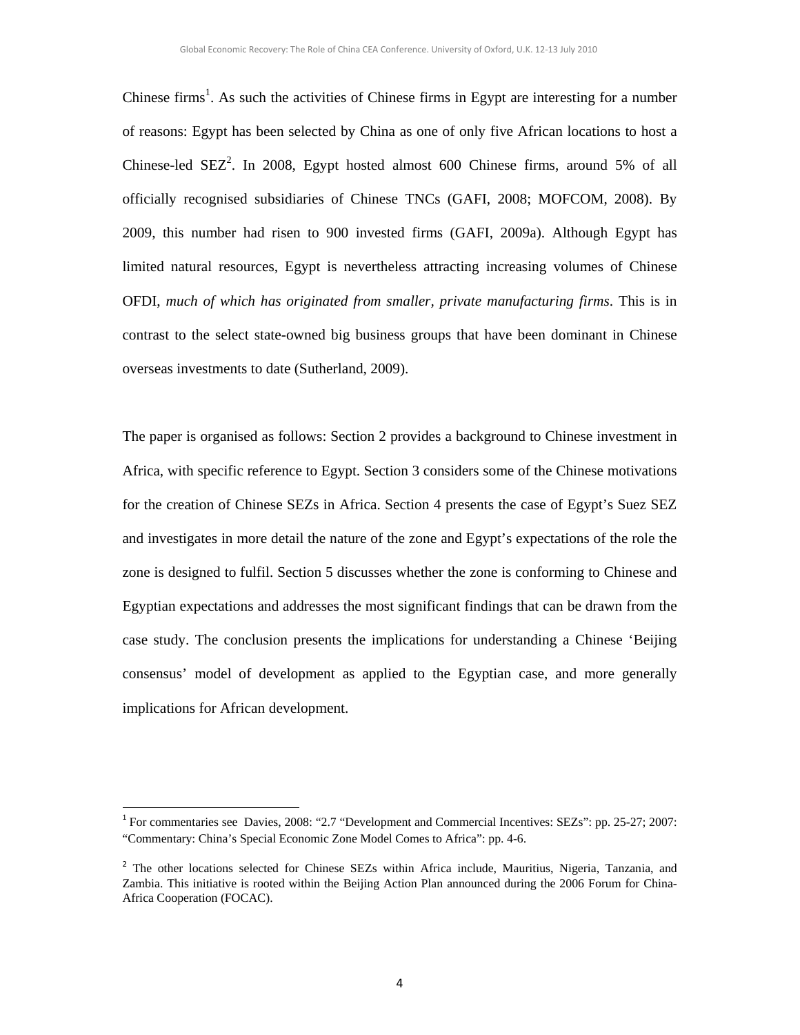Chinese firms[1]. As such the activities of Chinese firms in Egypt are interesting for a number of reasons: Egypt has been selected by China as one of only five African locations to host a Chinese-led SEZ[2]. In 2008, Egypt hosted almost 600 Chinese firms, around 5% of all officially recognised subsidiaries of Chinese TNCs (GAFI, 2008; MOFCOM, 2008). By 2009, this number had risen to 900 invested firms (GAFI, 2009a). Although Egypt has limited natural resources, Egypt is nevertheless attracting increasing volumes of Chinese OFDI, *much of which has originated from smaller, private manufacturing firms*. This is in contrast to the select state-owned big business groups that have been dominant in Chinese overseas investments to date (Sutherland, 2009).

The paper is organised as follows: Section 2 provides a background to Chinese investment in Africa, with specific reference to Egypt. Section 3 considers some of the Chinese motivations for the creation of Chinese SEZs in Africa. Section 4 presents the case of Egypt's Suez SEZ and investigates in more detail the nature of the zone and Egypt's expectations of the role the zone is designed to fulfil. Section 5 discusses whether the zone is conforming to Chinese and Egyptian expectations and addresses the most significant findings that can be drawn from the case study. The conclusion presents the implications for understanding a Chinese 'Beijing consensus' model of development as applied to the Egyptian case, and more generally implications for African development.

---

[1] For commentaries see Davies, 2008: "2.7 "Development and Commercial Incentives: SEZs": pp. 25-27; 2007: "Commentary: China's Special Economic Zone Model Comes to Africa": pp. 4-6.

[2] The other locations selected for Chinese SEZs within Africa include, Mauritius, Nigeria, Tanzania, and Zambia. This initiative is rooted within the Beijing Action Plan announced during the 2006 Forum for China-Africa Cooperation (FOCAC).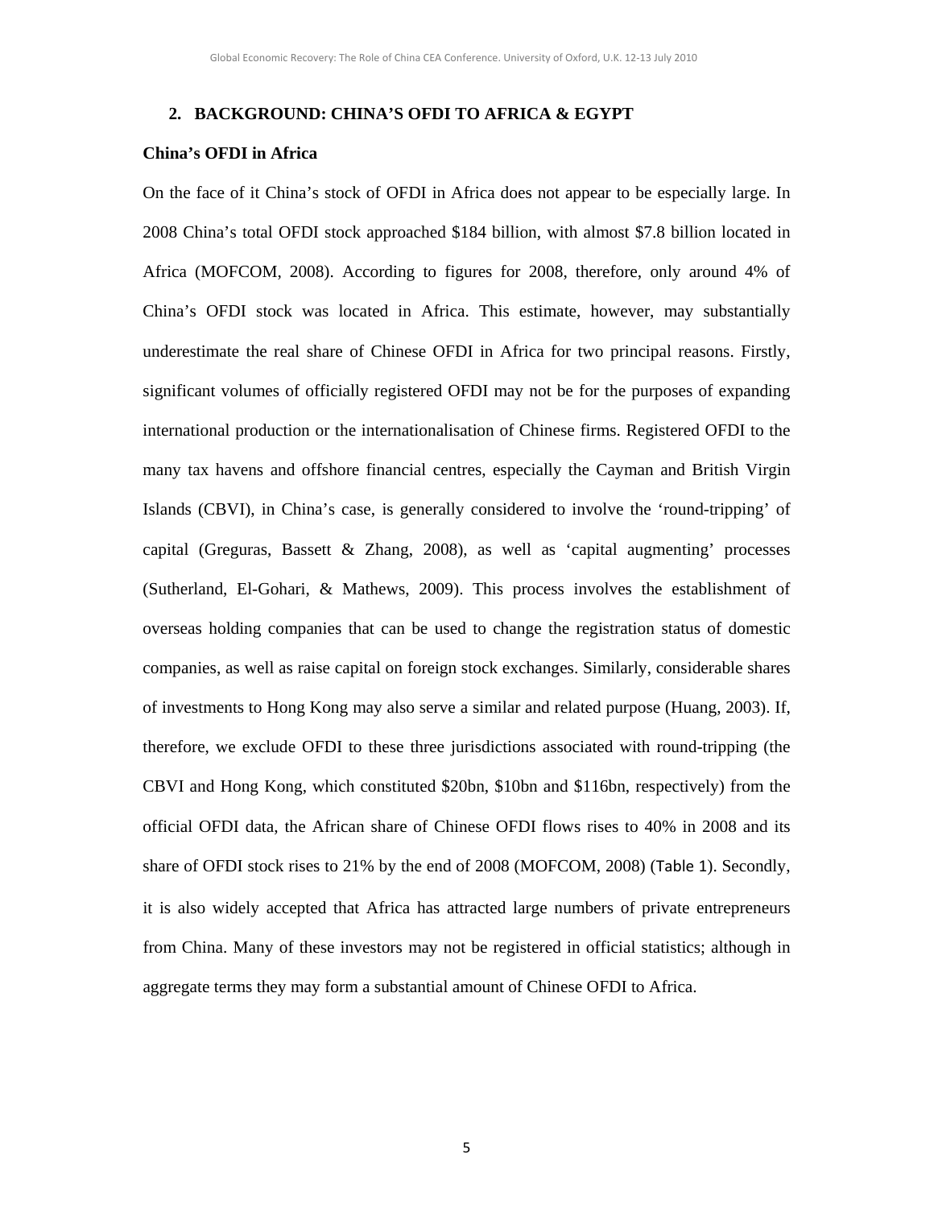## 2. BACKGROUND: CHINA'S OFDI TO AFRICA & EGYPT

### China's OFDI in Africa

On the face of it China's stock of OFDI in Africa does not appear to be especially large. In 2008 China's total OFDI stock approached $184 billion, with almost $7.8 billion located in Africa (MOFCOM, 2008). According to figures for 2008, therefore, only around 4% of China's OFDI stock was located in Africa. This estimate, however, may substantially underestimate the real share of Chinese OFDI in Africa for two principal reasons. Firstly, significant volumes of officially registered OFDI may not be for the purposes of expanding international production or the internationalisation of Chinese firms. Registered OFDI to the many tax havens and offshore financial centres, especially the Cayman and British Virgin Islands (CBVI), in China's case, is generally considered to involve the 'round-tripping' of capital (Greguras, Bassett & Zhang, 2008), as well as 'capital augmenting' processes (Sutherland, El-Gohari, & Mathews, 2009). This process involves the establishment of overseas holding companies that can be used to change the registration status of domestic companies, as well as raise capital on foreign stock exchanges. Similarly, considerable shares of investments to Hong Kong may also serve a similar and related purpose (Huang, 2003). If, therefore, we exclude OFDI to these three jurisdictions associated with round-tripping (the CBVI and Hong Kong, which constituted $20bn, $10bn and $116bn, respectively) from the official OFDI data, the African share of Chinese OFDI flows rises to 40% in 2008 and its share of OFDI stock rises to 21% by the end of 2008 (MOFCOM, 2008) (Table 1). Secondly, it is also widely accepted that Africa has attracted large numbers of private entrepreneurs from China. Many of these investors may not be registered in official statistics; although in aggregate terms they may form a substantial amount of Chinese OFDI to Africa.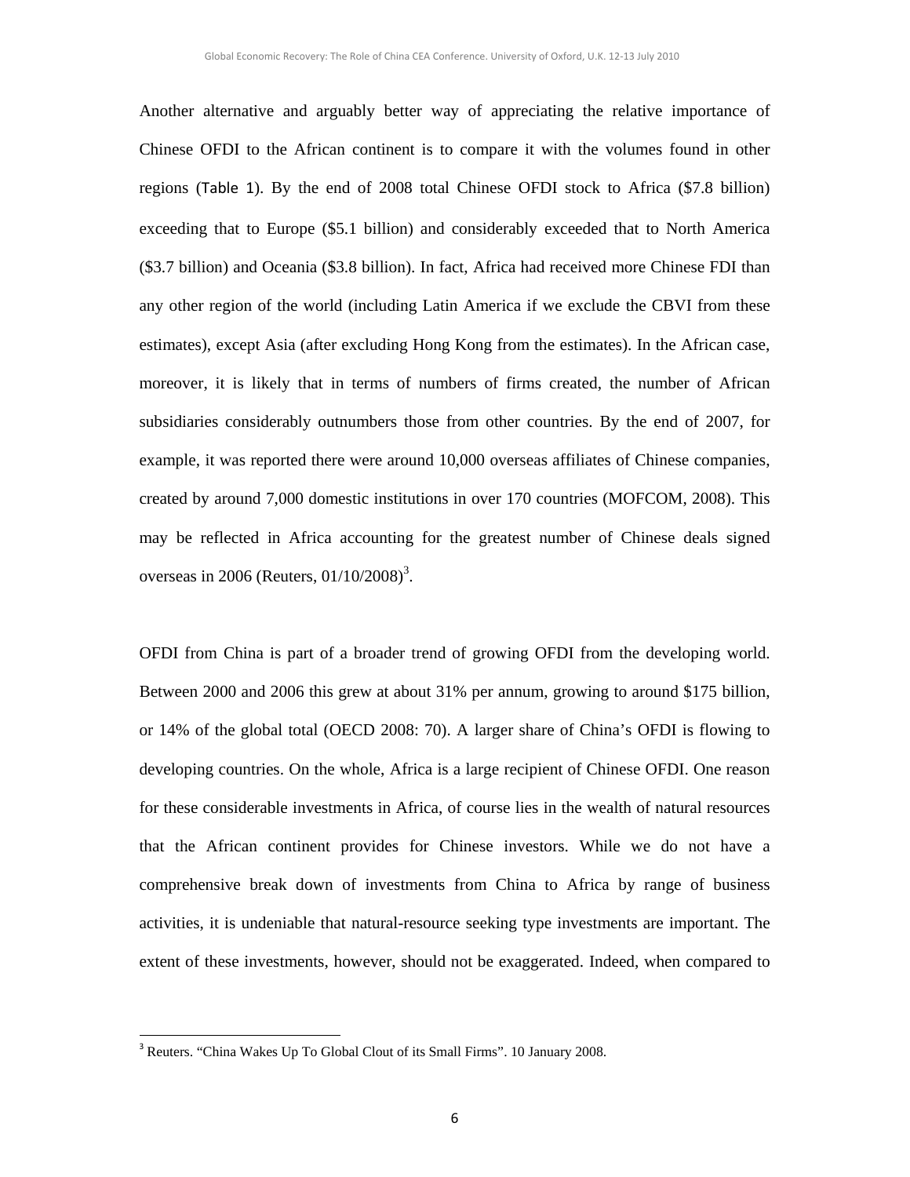Another alternative and arguably better way of appreciating the relative importance of Chinese OFDI to the African continent is to compare it with the volumes found in other regions (Table 1). By the end of 2008 total Chinese OFDI stock to Africa ($7.8 billion) exceeding that to Europe ($5.1 billion) and considerably exceeded that to North America ($3.7 billion) and Oceania ($3.8 billion). In fact, Africa had received more Chinese FDI than any other region of the world (including Latin America if we exclude the CBVI from these estimates), except Asia (after excluding Hong Kong from the estimates). In the African case, moreover, it is likely that in terms of numbers of firms created, the number of African subsidiaries considerably outnumbers those from other countries. By the end of 2007, for example, it was reported there were around 10,000 overseas affiliates of Chinese companies, created by around 7,000 domestic institutions in over 170 countries (MOFCOM, 2008). This may be reflected in Africa accounting for the greatest number of Chinese deals signed overseas in 2006 (Reuters, 01/10/2008)[3].

OFDI from China is part of a broader trend of growing OFDI from the developing world. Between 2000 and 2006 this grew at about 31% per annum, growing to around $175 billion, or 14% of the global total (OECD 2008: 70). A larger share of China's OFDI is flowing to developing countries. On the whole, Africa is a large recipient of Chinese OFDI. One reason for these considerable investments in Africa, of course lies in the wealth of natural resources that the African continent provides for Chinese investors. While we do not have a comprehensive break down of investments from China to Africa by range of business activities, it is undeniable that natural-resource seeking type investments are important. The extent of these investments, however, should not be exaggerated. Indeed, when compared to

[3] Reuters. "China Wakes Up To Global Clout of its Small Firms". 10 January 2008.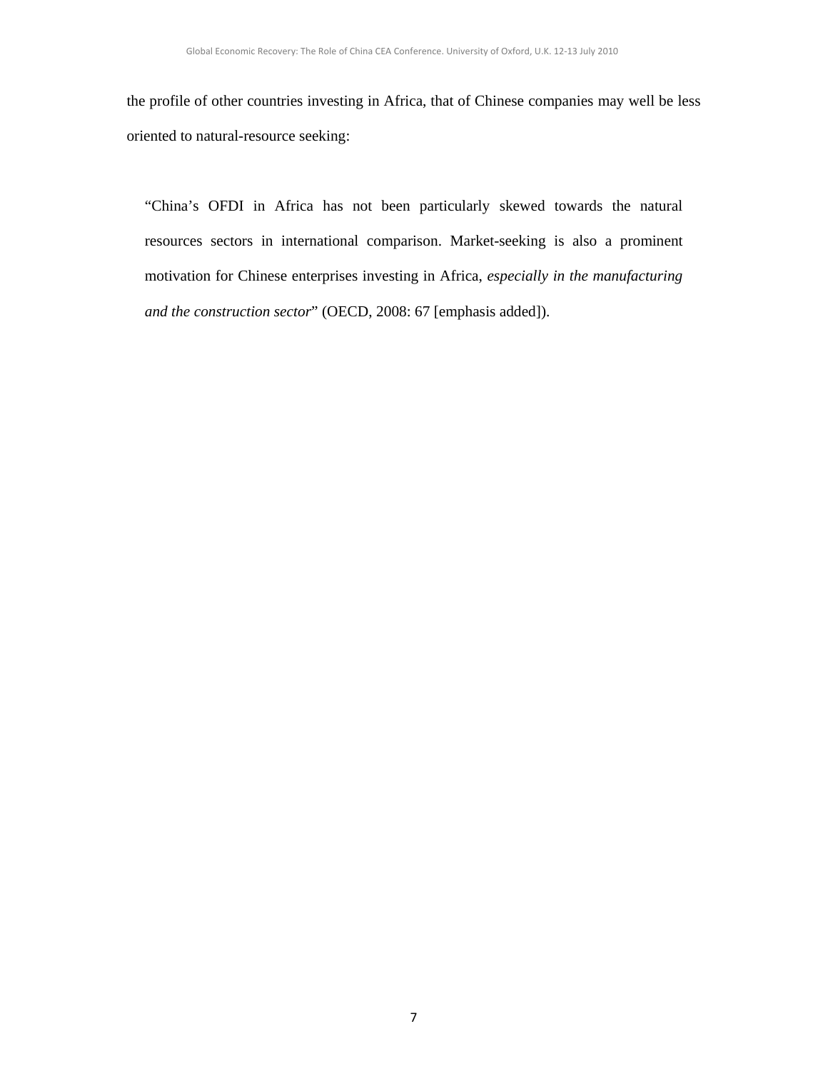the profile of other countries investing in Africa, that of Chinese companies may well be less oriented to natural-resource seeking:

> "China's OFDI in Africa has not been particularly skewed towards the natural resources sectors in international comparison. Market-seeking is also a prominent motivation for Chinese enterprises investing in Africa, *especially in the manufacturing and the construction sector*" (OECD, 2008: 67 [emphasis added]).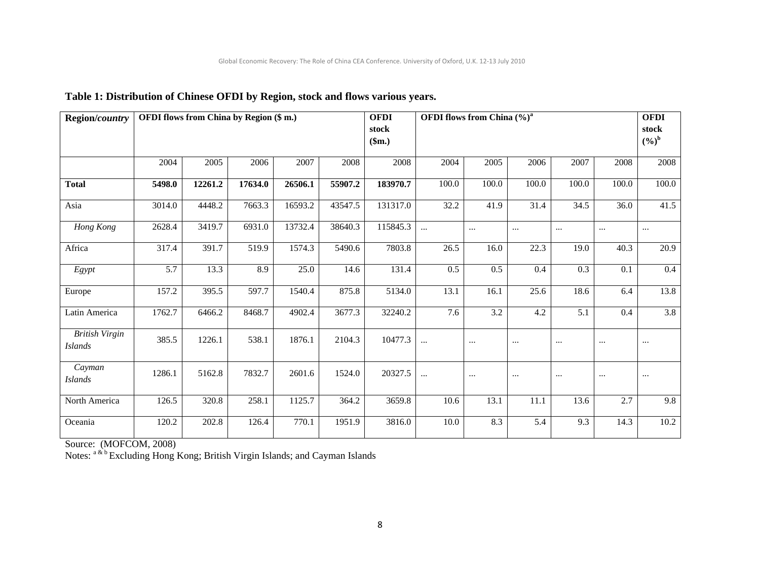**Table 1: Distribution of Chinese OFDI by Region, stock and flows various years.**

| Region/*country* | OFDI flows from China by Region ($ m.) | | | | | OFDI stock ($m.) | OFDI flows from China (%)[a] | | | | | OFDI stock (%)[b] |
|---|---|---|---|---|---|---|---|---|---|---|---|---|
| | 2004 | 2005 | 2006 | 2007 | 2008 | 2008 | 2004 | 2005 | 2006 | 2007 | 2008 | 2008 |
| **Total** | **5498.0** | **12261.2** | **17634.0** | **26506.1** | **55907.2** | **183970.7** | 100.0 | 100.0 | 100.0 | 100.0 | 100.0 | 100.0 |
| Asia | 3014.0 | 4448.2 | 7663.3 | 16593.2 | 43547.5 | 131317.0 | 32.2 | 41.9 | 31.4 | 34.5 | 36.0 | 41.5 |
| *Hong Kong* | 2628.4 | 3419.7 | 6931.0 | 13732.4 | 38640.3 | 115845.3 | ... | ... | ... | ... | ... | ... |
| Africa | 317.4 | 391.7 | 519.9 | 1574.3 | 5490.6 | 7803.8 | 26.5 | 16.0 | 22.3 | 19.0 | 40.3 | 20.9 |
| *Egypt* | 5.7 | 13.3 | 8.9 | 25.0 | 14.6 | 131.4 | 0.5 | 0.5 | 0.4 | 0.3 | 0.1 | 0.4 |
| Europe | 157.2 | 395.5 | 597.7 | 1540.4 | 875.8 | 5134.0 | 13.1 | 16.1 | 25.6 | 18.6 | 6.4 | 13.8 |
| Latin America | 1762.7 | 6466.2 | 8468.7 | 4902.4 | 3677.3 | 32240.2 | 7.6 | 3.2 | 4.2 | 5.1 | 0.4 | 3.8 |
| *British Virgin Islands* | 385.5 | 1226.1 | 538.1 | 1876.1 | 2104.3 | 10477.3 | ... | ... | ... | ... | ... | ... |
| *Cayman Islands* | 1286.1 | 5162.8 | 7832.7 | 2601.6 | 1524.0 | 20327.5 | ... | ... | ... | ... | ... | ... |
| North America | 126.5 | 320.8 | 258.1 | 1125.7 | 364.2 | 3659.8 | 10.6 | 13.1 | 11.1 | 13.6 | 2.7 | 9.8 |
| Oceania | 120.2 | 202.8 | 126.4 | 770.1 | 1951.9 | 3816.0 | 10.0 | 8.3 | 5.4 | 9.3 | 14.3 | 10.2 |

Source: (MOFCOM, 2008)

Notes: [a & b] Excluding Hong Kong; British Virgin Islands; and Cayman Islands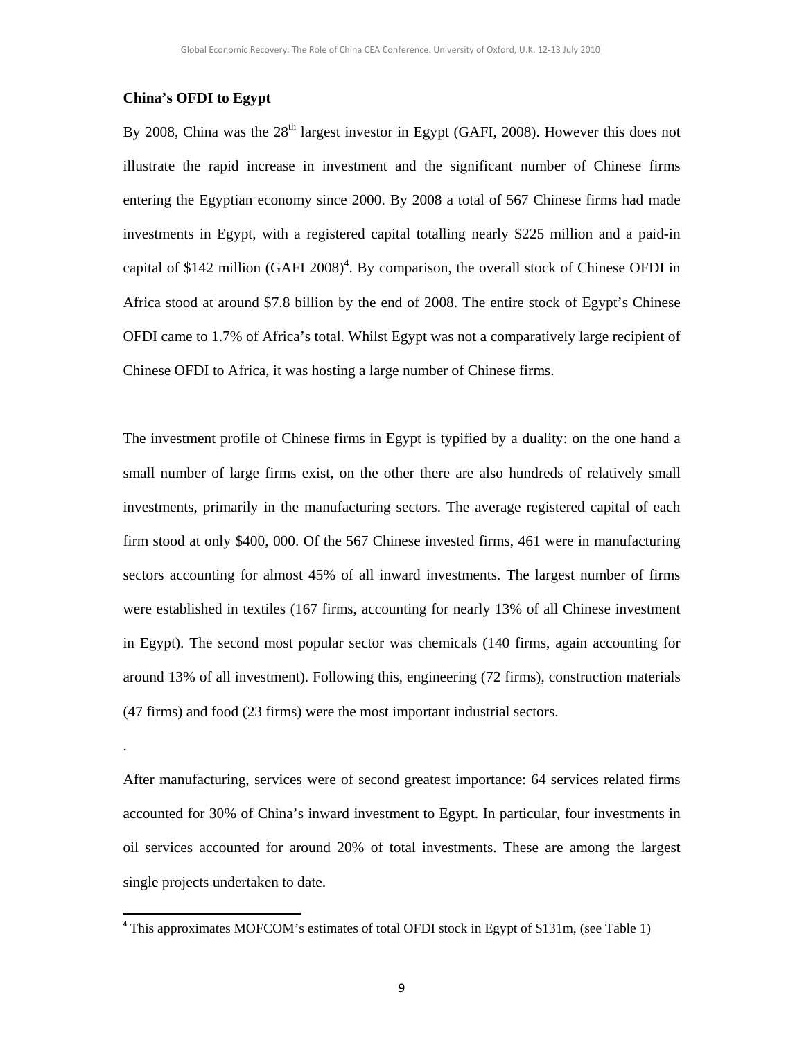### China's OFDI to Egypt

By 2008, China was the 28th largest investor in Egypt (GAFI, 2008). However this does not illustrate the rapid increase in investment and the significant number of Chinese firms entering the Egyptian economy since 2000. By 2008 a total of 567 Chinese firms had made investments in Egypt, with a registered capital totalling nearly $225 million and a paid-in capital of $142 million (GAFI 2008)[4]. By comparison, the overall stock of Chinese OFDI in Africa stood at around $7.8 billion by the end of 2008. The entire stock of Egypt's Chinese OFDI came to 1.7% of Africa's total. Whilst Egypt was not a comparatively large recipient of Chinese OFDI to Africa, it was hosting a large number of Chinese firms.

The investment profile of Chinese firms in Egypt is typified by a duality: on the one hand a small number of large firms exist, on the other there are also hundreds of relatively small investments, primarily in the manufacturing sectors. The average registered capital of each firm stood at only $400, 000. Of the 567 Chinese invested firms, 461 were in manufacturing sectors accounting for almost 45% of all inward investments. The largest number of firms were established in textiles (167 firms, accounting for nearly 13% of all Chinese investment in Egypt). The second most popular sector was chemicals (140 firms, again accounting for around 13% of all investment). Following this, engineering (72 firms), construction materials (47 firms) and food (23 firms) were the most important industrial sectors.

.

After manufacturing, services were of second greatest importance: 64 services related firms accounted for 30% of China's inward investment to Egypt. In particular, four investments in oil services accounted for around 20% of total investments. These are among the largest single projects undertaken to date.

[4] This approximates MOFCOM's estimates of total OFDI stock in Egypt of $131m, (see Table 1)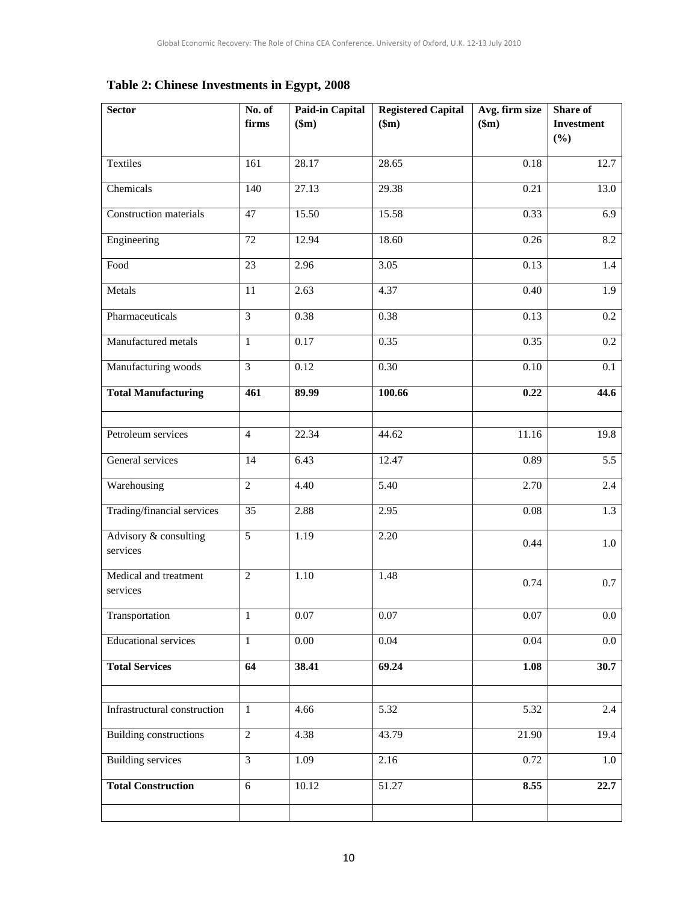**Table 2: Chinese Investments in Egypt, 2008**

| Sector | No. of firms | Paid-in Capital ($m) | Registered Capital ($m) | Avg. firm size ($m) | Share of Investment (%) |
|---|---|---|---|---|---|
| Textiles | 161 | 28.17 | 28.65 | 0.18 | 12.7 |
| Chemicals | 140 | 27.13 | 29.38 | 0.21 | 13.0 |
| Construction materials | 47 | 15.50 | 15.58 | 0.33 | 6.9 |
| Engineering | 72 | 12.94 | 18.60 | 0.26 | 8.2 |
| Food | 23 | 2.96 | 3.05 | 0.13 | 1.4 |
| Metals | 11 | 2.63 | 4.37 | 0.40 | 1.9 |
| Pharmaceuticals | 3 | 0.38 | 0.38 | 0.13 | 0.2 |
| Manufactured metals | 1 | 0.17 | 0.35 | 0.35 | 0.2 |
| Manufacturing woods | 3 | 0.12 | 0.30 | 0.10 | 0.1 |
| **Total Manufacturing** | **461** | **89.99** | **100.66** | **0.22** | **44.6** |
| | | | | | |
| Petroleum services | 4 | 22.34 | 44.62 | 11.16 | 19.8 |
| General services | 14 | 6.43 | 12.47 | 0.89 | 5.5 |
| Warehousing | 2 | 4.40 | 5.40 | 2.70 | 2.4 |
| Trading/financial services | 35 | 2.88 | 2.95 | 0.08 | 1.3 |
| Advisory & consulting services | 5 | 1.19 | 2.20 | 0.44 | 1.0 |
| Medical and treatment services | 2 | 1.10 | 1.48 | 0.74 | 0.7 |
| Transportation | 1 | 0.07 | 0.07 | 0.07 | 0.0 |
| Educational services | 1 | 0.00 | 0.04 | 0.04 | 0.0 |
| **Total Services** | **64** | **38.41** | **69.24** | **1.08** | **30.7** |
| | | | | | |
| Infrastructural construction | 1 | 4.66 | 5.32 | 5.32 | 2.4 |
| Building constructions | 2 | 4.38 | 43.79 | 21.90 | 19.4 |
| Building services | 3 | 1.09 | 2.16 | 0.72 | 1.0 |
| **Total Construction** | 6 | 10.12 | 51.27 | **8.55** | **22.7** |
| | | | | | |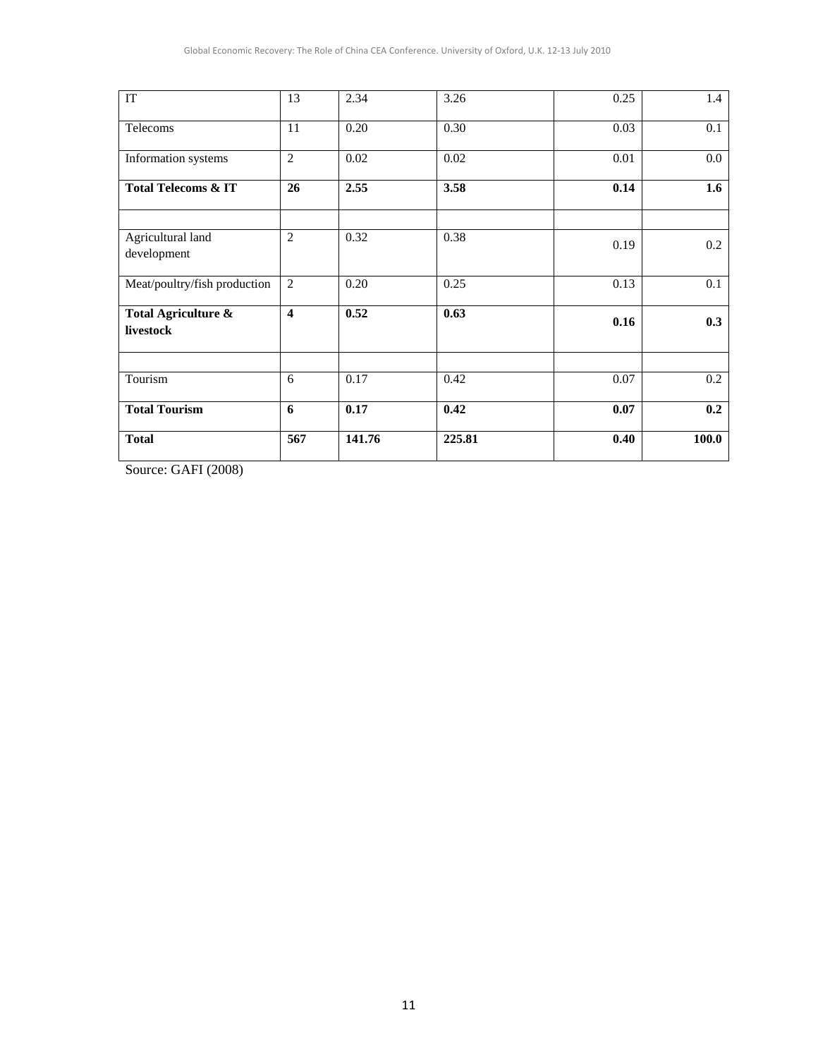| | | | | | |
|---|---|---|---|---|---|
| IT | 13 | 2.34 | 3.26 | 0.25 | 1.4 |
| Telecoms | 11 | 0.20 | 0.30 | 0.03 | 0.1 |
| Information systems | 2 | 0.02 | 0.02 | 0.01 | 0.0 |
| **Total Telecoms & IT** | **26** | **2.55** | **3.58** | **0.14** | **1.6** |
| | | | | | |
| Agricultural land development | 2 | 0.32 | 0.38 | 0.19 | 0.2 |
| Meat/poultry/fish production | 2 | 0.20 | 0.25 | 0.13 | 0.1 |
| **Total Agriculture & livestock** | **4** | **0.52** | **0.63** | **0.16** | **0.3** |
| | | | | | |
| Tourism | 6 | 0.17 | 0.42 | 0.07 | 0.2 |
| **Total Tourism** | **6** | **0.17** | **0.42** | **0.07** | **0.2** |
| **Total** | **567** | **141.76** | **225.81** | **0.40** | **100.0** |

Source: GAFI (2008)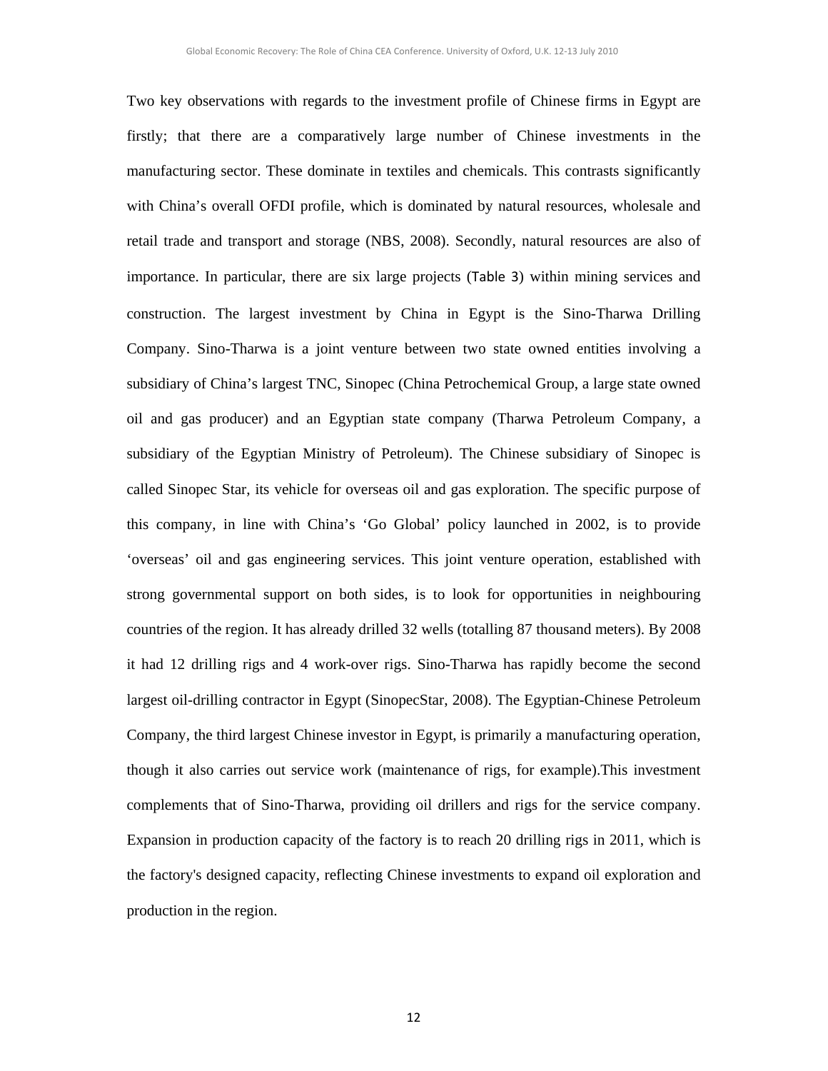Two key observations with regards to the investment profile of Chinese firms in Egypt are firstly; that there are a comparatively large number of Chinese investments in the manufacturing sector. These dominate in textiles and chemicals. This contrasts significantly with China's overall OFDI profile, which is dominated by natural resources, wholesale and retail trade and transport and storage (NBS, 2008). Secondly, natural resources are also of importance. In particular, there are six large projects (Table 3) within mining services and construction. The largest investment by China in Egypt is the Sino-Tharwa Drilling Company. Sino-Tharwa is a joint venture between two state owned entities involving a subsidiary of China's largest TNC, Sinopec (China Petrochemical Group, a large state owned oil and gas producer) and an Egyptian state company (Tharwa Petroleum Company, a subsidiary of the Egyptian Ministry of Petroleum). The Chinese subsidiary of Sinopec is called Sinopec Star, its vehicle for overseas oil and gas exploration. The specific purpose of this company, in line with China's 'Go Global' policy launched in 2002, is to provide 'overseas' oil and gas engineering services. This joint venture operation, established with strong governmental support on both sides, is to look for opportunities in neighbouring countries of the region. It has already drilled 32 wells (totalling 87 thousand meters). By 2008 it had 12 drilling rigs and 4 work-over rigs. Sino-Tharwa has rapidly become the second largest oil-drilling contractor in Egypt (SinopecStar, 2008). The Egyptian-Chinese Petroleum Company, the third largest Chinese investor in Egypt, is primarily a manufacturing operation, though it also carries out service work (maintenance of rigs, for example).This investment complements that of Sino-Tharwa, providing oil drillers and rigs for the service company. Expansion in production capacity of the factory is to reach 20 drilling rigs in 2011, which is the factory's designed capacity, reflecting Chinese investments to expand oil exploration and production in the region.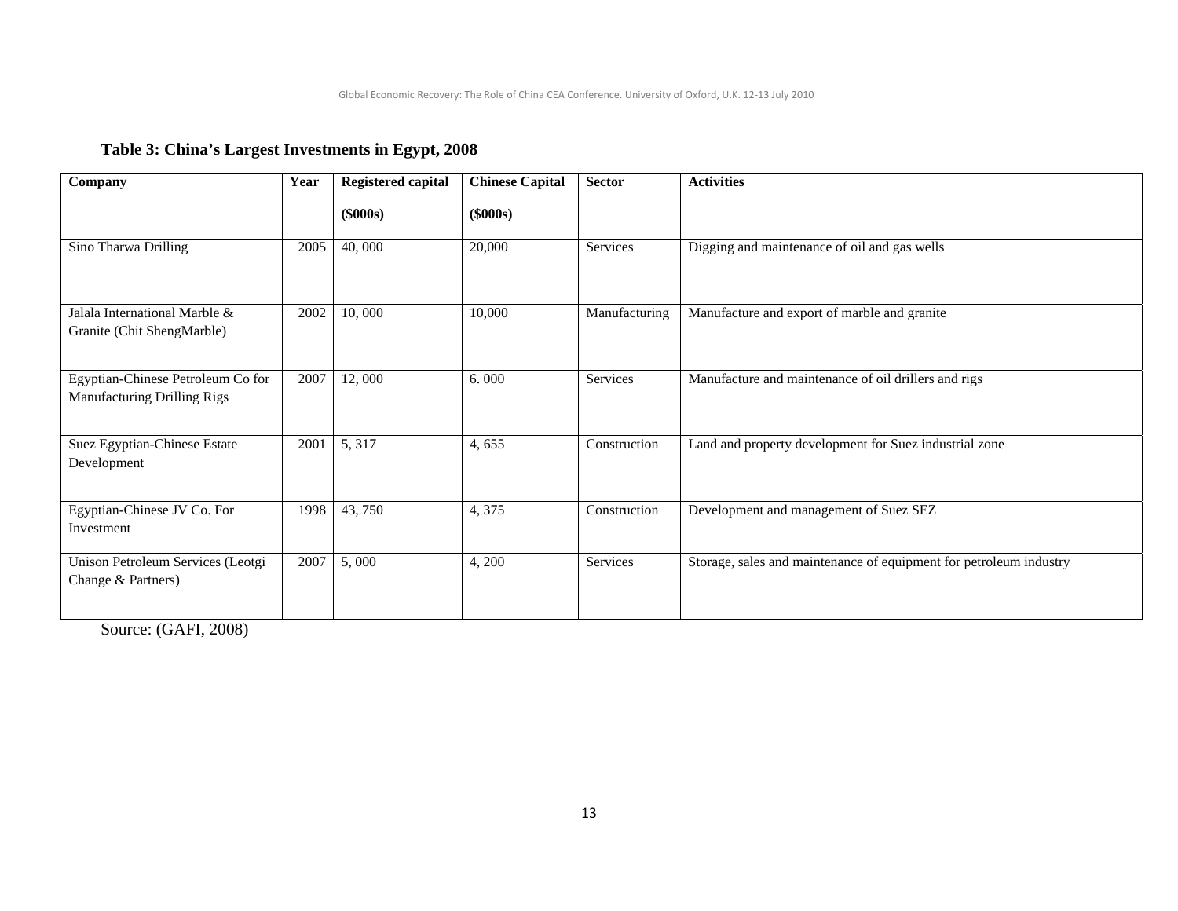**Table 3: China's Largest Investments in Egypt, 2008**

| Company | Year | Registered capital ($000s) | Chinese Capital ($000s) | Sector | Activities |
|---|---|---|---|---|---|
| Sino Tharwa Drilling | 2005 | 40, 000 | 20,000 | Services | Digging and maintenance of oil and gas wells |
| Jalala International Marble & Granite (Chit ShengMarble) | 2002 | 10, 000 | 10,000 | Manufacturing | Manufacture and export of marble and granite |
| Egyptian-Chinese Petroleum Co for Manufacturing Drilling Rigs | 2007 | 12, 000 | 6. 000 | Services | Manufacture and maintenance of oil drillers and rigs |
| Suez Egyptian-Chinese Estate Development | 2001 | 5, 317 | 4, 655 | Construction | Land and property development for Suez industrial zone |
| Egyptian-Chinese JV Co. For Investment | 1998 | 43, 750 | 4, 375 | Construction | Development and management of Suez SEZ |
| Unison Petroleum Services (Leotgi Change & Partners) | 2007 | 5, 000 | 4, 200 | Services | Storage, sales and maintenance of equipment for petroleum industry |

Source: (GAFI, 2008)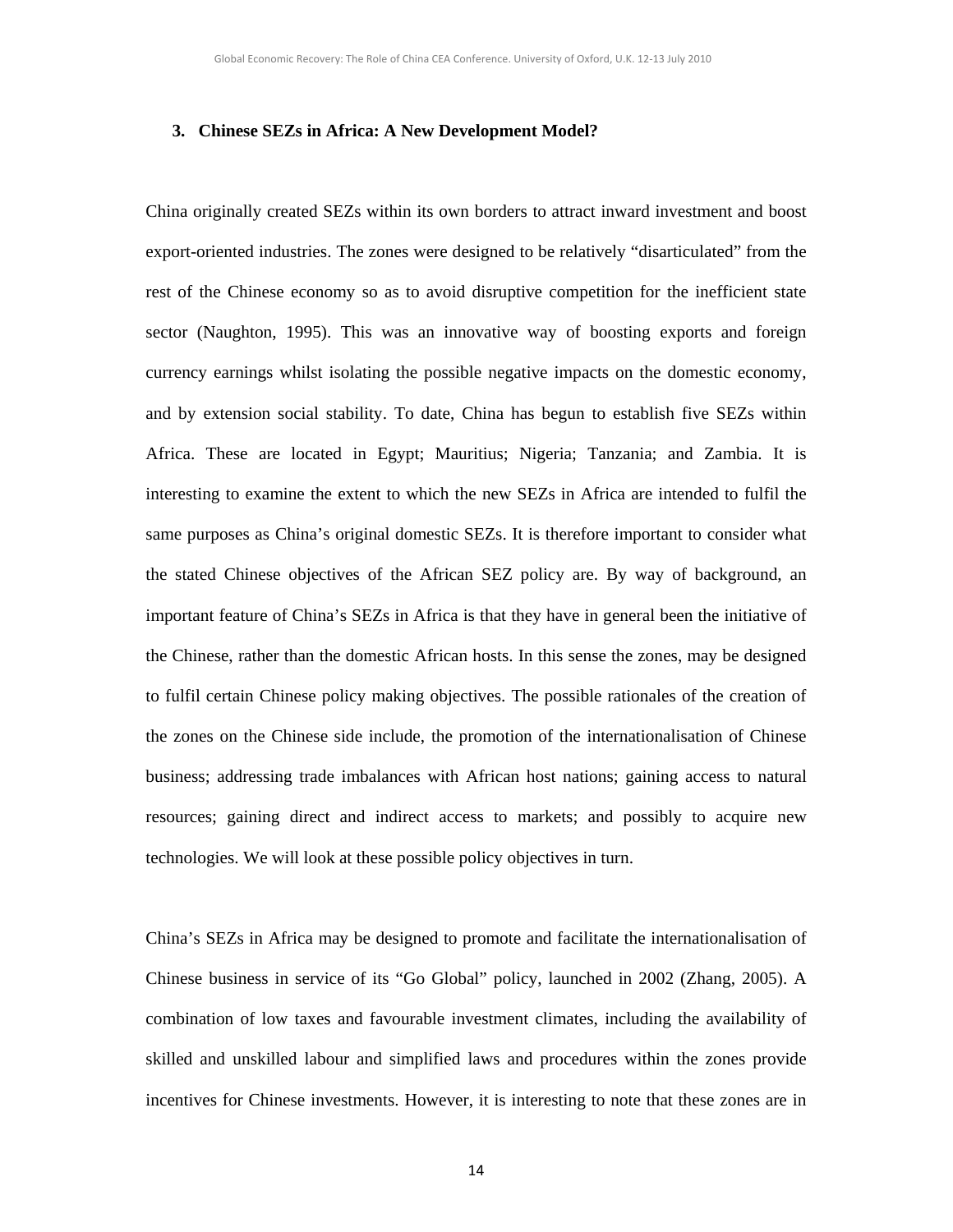## 3. Chinese SEZs in Africa: A New Development Model?

China originally created SEZs within its own borders to attract inward investment and boost export-oriented industries. The zones were designed to be relatively "disarticulated" from the rest of the Chinese economy so as to avoid disruptive competition for the inefficient state sector (Naughton, 1995). This was an innovative way of boosting exports and foreign currency earnings whilst isolating the possible negative impacts on the domestic economy, and by extension social stability. To date, China has begun to establish five SEZs within Africa. These are located in Egypt; Mauritius; Nigeria; Tanzania; and Zambia. It is interesting to examine the extent to which the new SEZs in Africa are intended to fulfil the same purposes as China's original domestic SEZs. It is therefore important to consider what the stated Chinese objectives of the African SEZ policy are. By way of background, an important feature of China's SEZs in Africa is that they have in general been the initiative of the Chinese, rather than the domestic African hosts. In this sense the zones, may be designed to fulfil certain Chinese policy making objectives. The possible rationales of the creation of the zones on the Chinese side include, the promotion of the internationalisation of Chinese business; addressing trade imbalances with African host nations; gaining access to natural resources; gaining direct and indirect access to markets; and possibly to acquire new technologies. We will look at these possible policy objectives in turn.

China's SEZs in Africa may be designed to promote and facilitate the internationalisation of Chinese business in service of its "Go Global" policy, launched in 2002 (Zhang, 2005). A combination of low taxes and favourable investment climates, including the availability of skilled and unskilled labour and simplified laws and procedures within the zones provide incentives for Chinese investments. However, it is interesting to note that these zones are in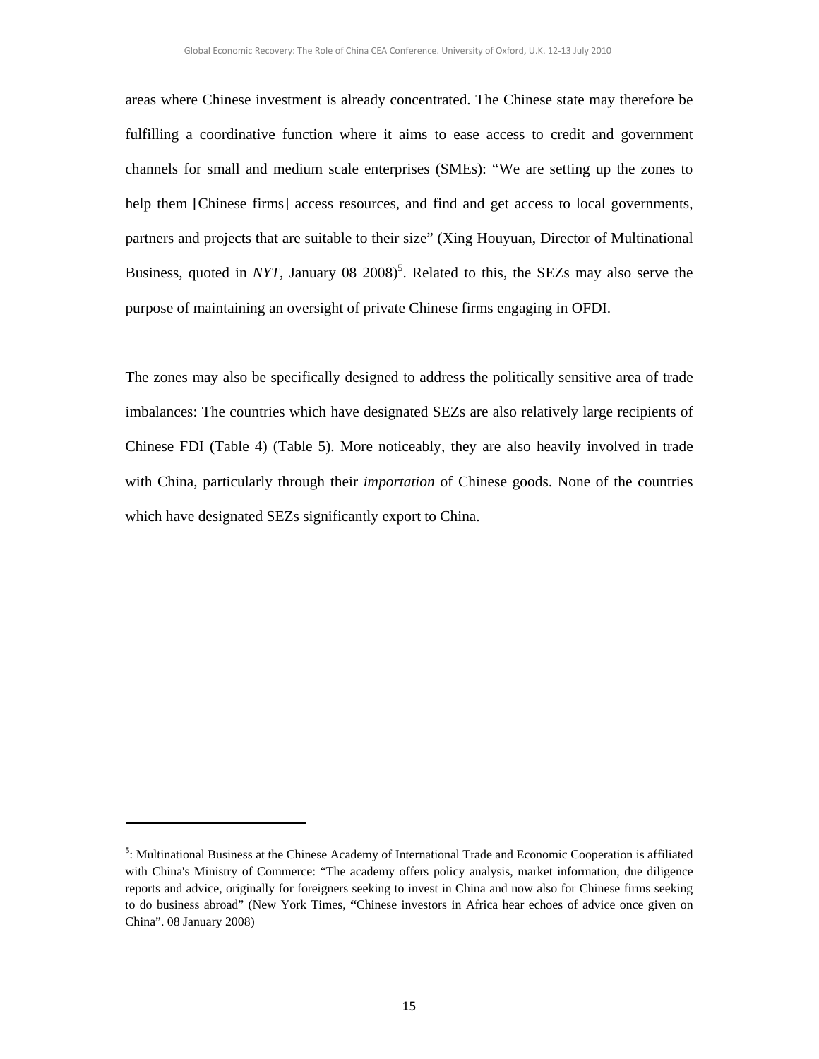areas where Chinese investment is already concentrated. The Chinese state may therefore be fulfilling a coordinative function where it aims to ease access to credit and government channels for small and medium scale enterprises (SMEs): "We are setting up the zones to help them [Chinese firms] access resources, and find and get access to local governments, partners and projects that are suitable to their size" (Xing Houyuan, Director of Multinational Business, quoted in *NYT*, January 08 2008)[5]. Related to this, the SEZs may also serve the purpose of maintaining an oversight of private Chinese firms engaging in OFDI.

The zones may also be specifically designed to address the politically sensitive area of trade imbalances: The countries which have designated SEZs are also relatively large recipients of Chinese FDI (Table 4) (Table 5). More noticeably, they are also heavily involved in trade with China, particularly through their *importation* of Chinese goods. None of the countries which have designated SEZs significantly export to China.

---

[5]: Multinational Business at the Chinese Academy of International Trade and Economic Cooperation is affiliated with China's Ministry of Commerce: "The academy offers policy analysis, market information, due diligence reports and advice, originally for foreigners seeking to invest in China and now also for Chinese firms seeking to do business abroad" (New York Times, **"**Chinese investors in Africa hear echoes of advice once given on China". 08 January 2008)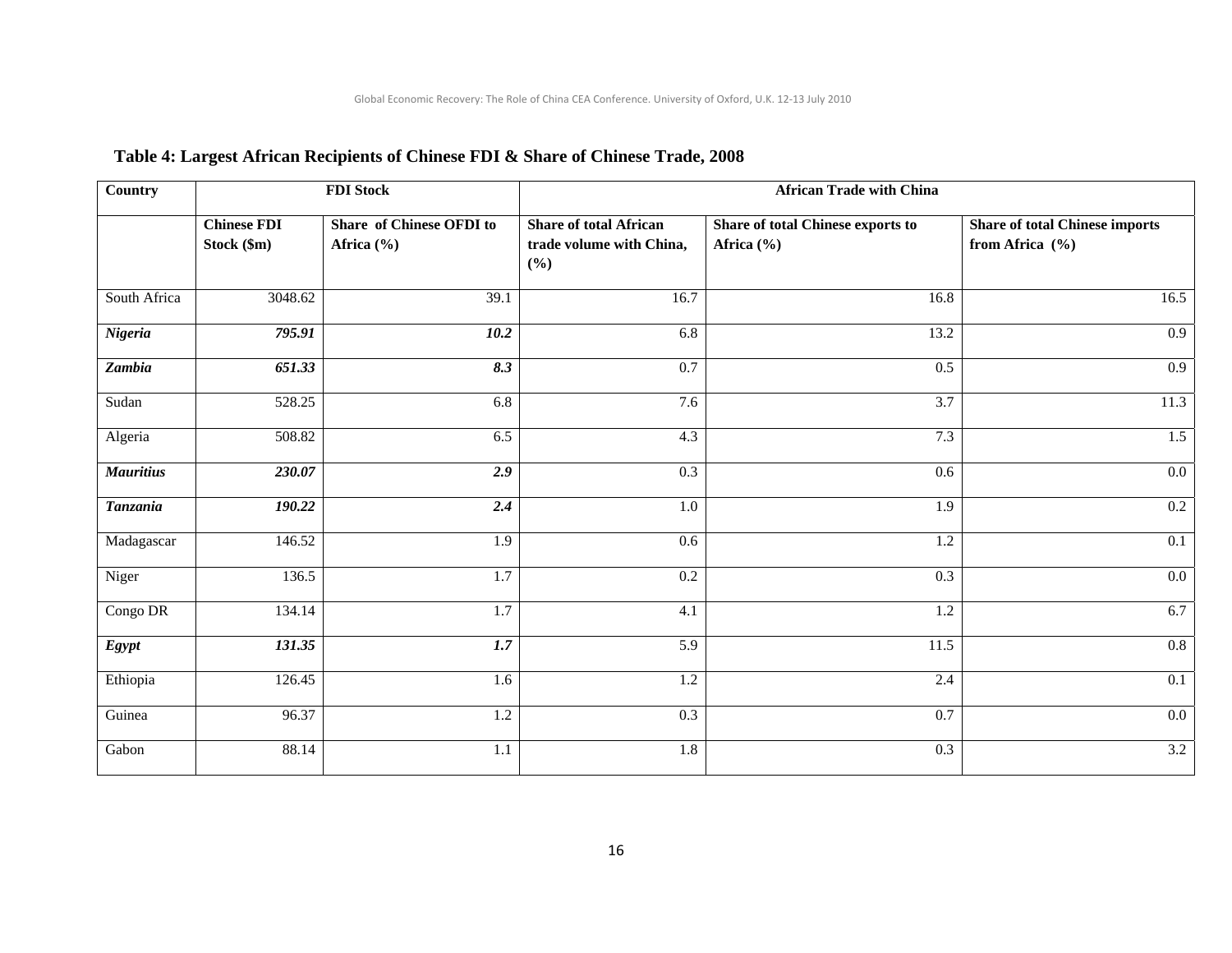**Table 4: Largest African Recipients of Chinese FDI & Share of Chinese Trade, 2008**

| Country | FDI Stock | | African Trade with China | | |
|---|---|---|---|---|---|
| | Chinese FDI Stock ($m) | Share of Chinese OFDI to Africa (%) | Share of total African trade volume with China, (%) | Share of total Chinese exports to Africa (%) | Share of total Chinese imports from Africa (%) |
| South Africa | 3048.62 | 39.1 | 16.7 | 16.8 | 16.5 |
| ***Nigeria*** | ***795.91*** | ***10.2*** | 6.8 | 13.2 | 0.9 |
| ***Zambia*** | ***651.33*** | ***8.3*** | 0.7 | 0.5 | 0.9 |
| Sudan | 528.25 | 6.8 | 7.6 | 3.7 | 11.3 |
| Algeria | 508.82 | 6.5 | 4.3 | 7.3 | 1.5 |
| ***Mauritius*** | ***230.07*** | ***2.9*** | 0.3 | 0.6 | 0.0 |
| ***Tanzania*** | ***190.22*** | ***2.4*** | 1.0 | 1.9 | 0.2 |
| Madagascar | 146.52 | 1.9 | 0.6 | 1.2 | 0.1 |
| Niger | 136.5 | 1.7 | 0.2 | 0.3 | 0.0 |
| Congo DR | 134.14 | 1.7 | 4.1 | 1.2 | 6.7 |
| ***Egypt*** | ***131.35*** | ***1.7*** | 5.9 | 11.5 | 0.8 |
| Ethiopia | 126.45 | 1.6 | 1.2 | 2.4 | 0.1 |
| Guinea | 96.37 | 1.2 | 0.3 | 0.7 | 0.0 |
| Gabon | 88.14 | 1.1 | 1.8 | 0.3 | 3.2 |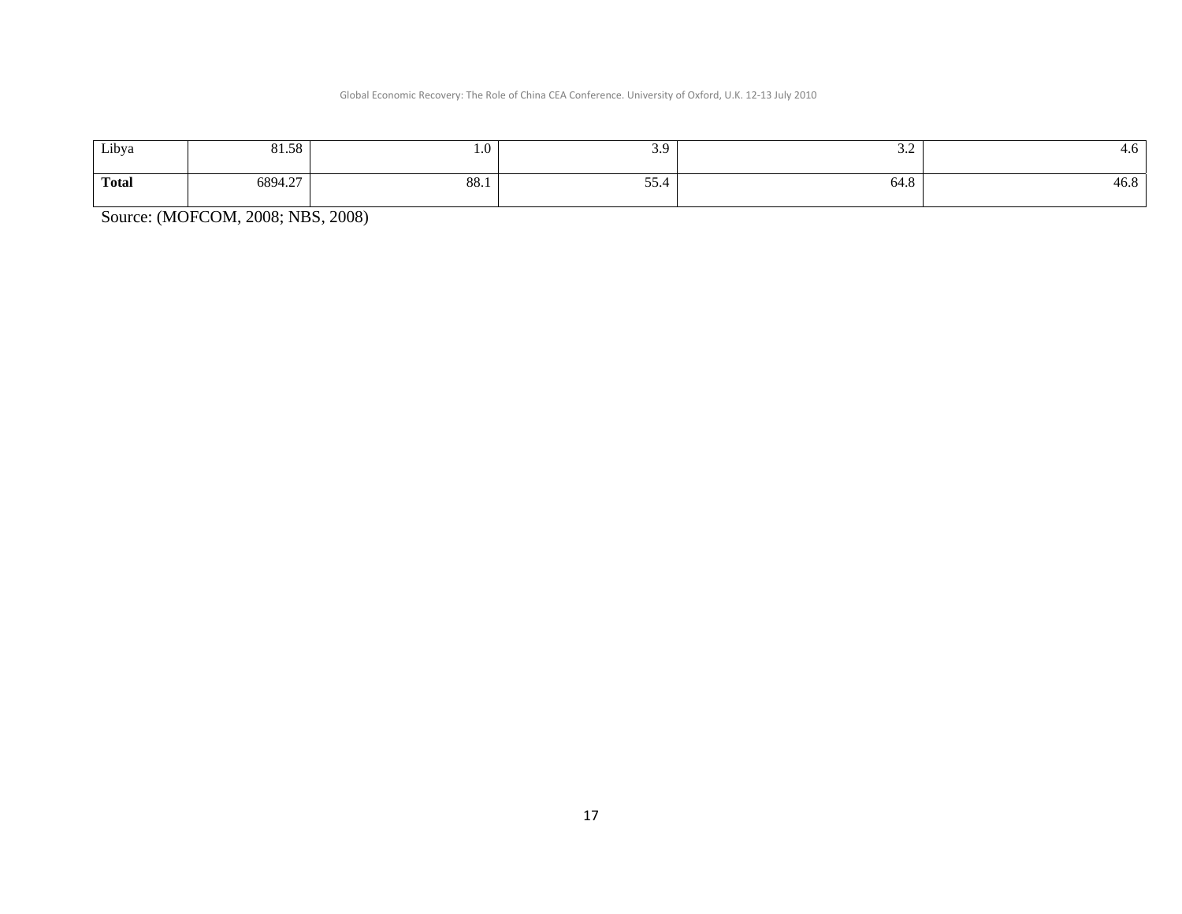| Libya | 81.58 | 1.0 | 3.9 | 3.2 | 4.6 |
|---|---|---|---|---|---|
| **Total** | 6894.27 | 88.1 | 55.4 | 64.8 | 46.8 |

Source: (MOFCOM, 2008; NBS, 2008)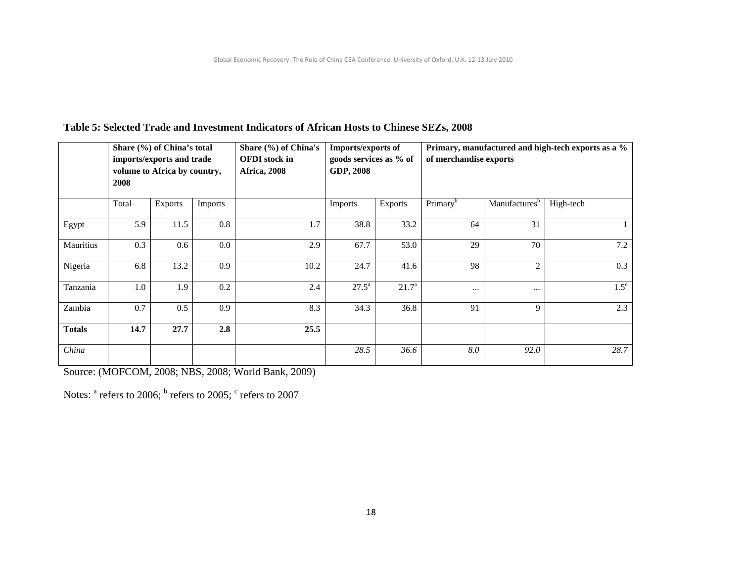**Table 5: Selected Trade and Investment Indicators of African Hosts to Chinese SEZs, 2008**

| | Share (%) of China's total imports/exports and trade volume to Africa by country, 2008 | | | Share (%) of China's OFDI stock in Africa, 2008 | Imports/exports of goods services as % of GDP, 2008 | | Primary, manufactured and high-tech exports as a % of merchandise exports | | |
|---|---|---|---|---|---|---|---|---|---|
| | Total | Exports | Imports | | Imports | Exports | Primary[b] | Manufactures[b] | High-tech |
| Egypt | 5.9 | 11.5 | 0.8 | 1.7 | 38.8 | 33.2 | 64 | 31 | 1 |
| Mauritius | 0.3 | 0.6 | 0.0 | 2.9 | 67.7 | 53.0 | 29 | 70 | 7.2 |
| Nigeria | 6.8 | 13.2 | 0.9 | 10.2 | 24.7 | 41.6 | 98 | 2 | 0.3 |
| Tanzania | 1.0 | 1.9 | 0.2 | 2.4 | 27.5[a] | 21.7[a] | ... | ... | 1.5[c] |
| Zambia | 0.7 | 0.5 | 0.9 | 8.3 | 34.3 | 36.8 | 91 | 9 | 2.3 |
| **Totals** | **14.7** | **27.7** | **2.8** | **25.5** | | | | | |
| *China* | | | | | *28.5* | *36.6* | *8.0* | *92.0* | *28.7* |

Source: (MOFCOM, 2008; NBS, 2008; World Bank, 2009)

Notes: [a] refers to 2006; [b] refers to 2005; [c] refers to 2007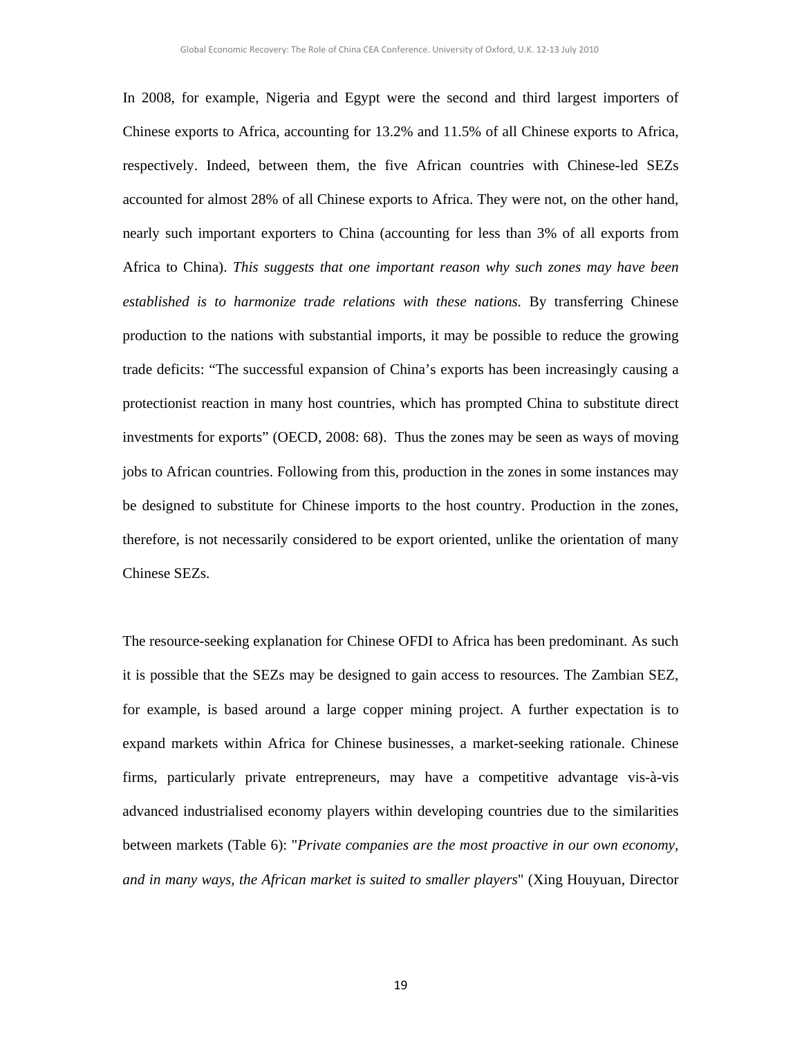In 2008, for example, Nigeria and Egypt were the second and third largest importers of Chinese exports to Africa, accounting for 13.2% and 11.5% of all Chinese exports to Africa, respectively. Indeed, between them, the five African countries with Chinese-led SEZs accounted for almost 28% of all Chinese exports to Africa. They were not, on the other hand, nearly such important exporters to China (accounting for less than 3% of all exports from Africa to China). *This suggests that one important reason why such zones may have been established is to harmonize trade relations with these nations.* By transferring Chinese production to the nations with substantial imports, it may be possible to reduce the growing trade deficits: "The successful expansion of China's exports has been increasingly causing a protectionist reaction in many host countries, which has prompted China to substitute direct investments for exports" (OECD, 2008: 68). Thus the zones may be seen as ways of moving jobs to African countries. Following from this, production in the zones in some instances may be designed to substitute for Chinese imports to the host country. Production in the zones, therefore, is not necessarily considered to be export oriented, unlike the orientation of many Chinese SEZs.

The resource-seeking explanation for Chinese OFDI to Africa has been predominant. As such it is possible that the SEZs may be designed to gain access to resources. The Zambian SEZ, for example, is based around a large copper mining project. A further expectation is to expand markets within Africa for Chinese businesses, a market-seeking rationale. Chinese firms, particularly private entrepreneurs, may have a competitive advantage vis-à-vis advanced industrialised economy players within developing countries due to the similarities between markets (Table 6): "*Private companies are the most proactive in our own economy, and in many ways, the African market is suited to smaller players*" (Xing Houyuan, Director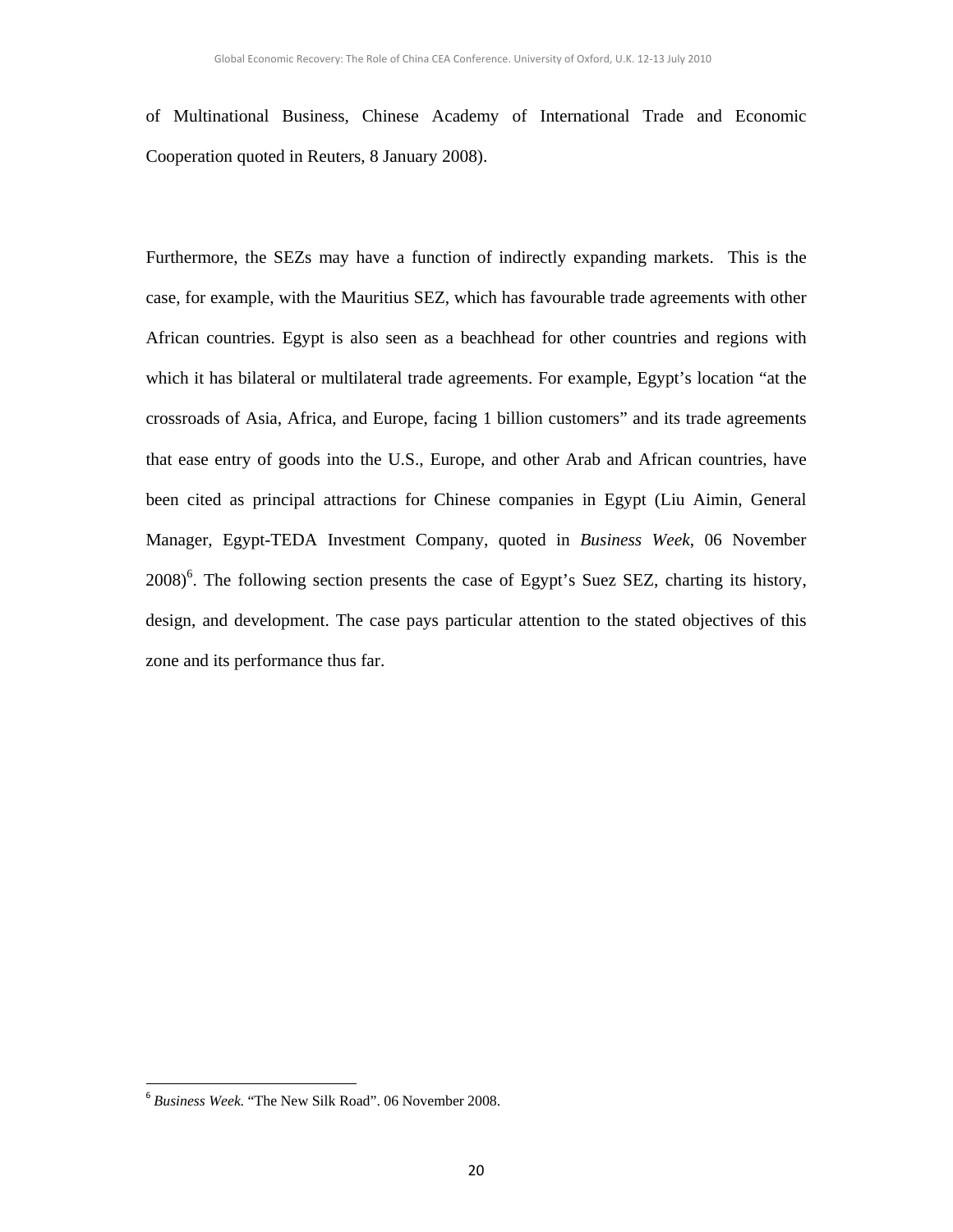of Multinational Business, Chinese Academy of International Trade and Economic Cooperation quoted in Reuters, 8 January 2008).

Furthermore, the SEZs may have a function of indirectly expanding markets. This is the case, for example, with the Mauritius SEZ, which has favourable trade agreements with other African countries. Egypt is also seen as a beachhead for other countries and regions with which it has bilateral or multilateral trade agreements. For example, Egypt's location "at the crossroads of Asia, Africa, and Europe, facing 1 billion customers" and its trade agreements that ease entry of goods into the U.S., Europe, and other Arab and African countries, have been cited as principal attractions for Chinese companies in Egypt (Liu Aimin, General Manager, Egypt-TEDA Investment Company, quoted in *Business Week*, 06 November 2008)[6]. The following section presents the case of Egypt's Suez SEZ, charting its history, design, and development. The case pays particular attention to the stated objectives of this zone and its performance thus far.

[6] *Business Week.* "The New Silk Road". 06 November 2008.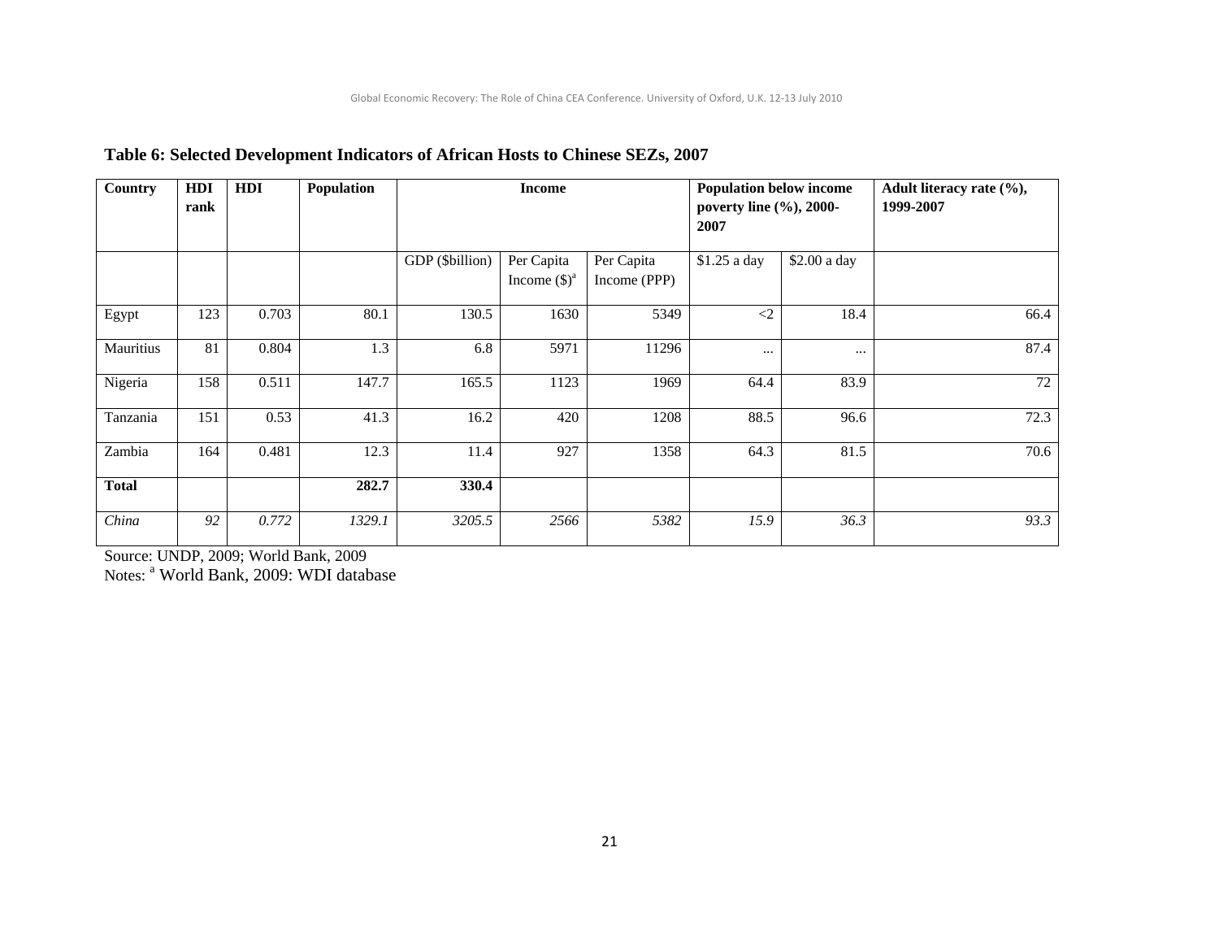**Table 6: Selected Development Indicators of African Hosts to Chinese SEZs, 2007**

| Country | HDI rank | HDI | Population | Income | | | Population below income poverty line (%), 2000-2007 | | Adult literacy rate (%), 1999-2007 |
|---|---|---|---|---|---|---|---|---|---|
| | | | | GDP ($billion) | Per Capita Income ($)[a] | Per Capita Income (PPP) | $1.25 a day | $2.00 a day | |
| Egypt | 123 | 0.703 | 80.1 | 130.5 | 1630 | 5349 | <2 | 18.4 | 66.4 |
| Mauritius | 81 | 0.804 | 1.3 | 6.8 | 5971 | 11296 | ... | ... | 87.4 |
| Nigeria | 158 | 0.511 | 147.7 | 165.5 | 1123 | 1969 | 64.4 | 83.9 | 72 |
| Tanzania | 151 | 0.53 | 41.3 | 16.2 | 420 | 1208 | 88.5 | 96.6 | 72.3 |
| Zambia | 164 | 0.481 | 12.3 | 11.4 | 927 | 1358 | 64.3 | 81.5 | 70.6 |
| **Total** | | | **282.7** | **330.4** | | | | | |
| *China* | *92* | *0.772* | *1329.1* | *3205.5* | *2566* | *5382* | *15.9* | *36.3* | *93.3* |

Source: UNDP, 2009; World Bank, 2009

Notes: [a] World Bank, 2009: WDI database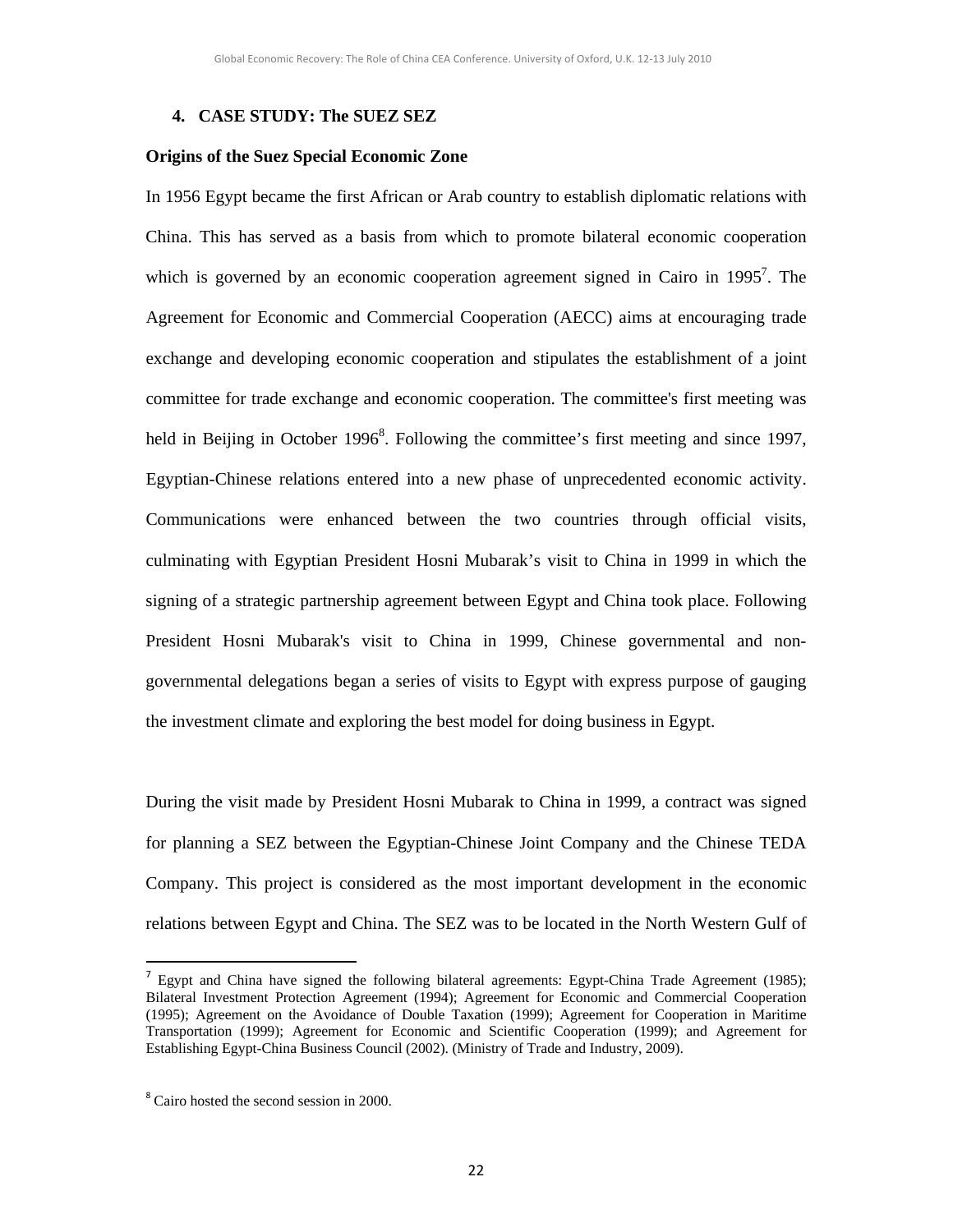## 4. CASE STUDY: The SUEZ SEZ

### Origins of the Suez Special Economic Zone

In 1956 Egypt became the first African or Arab country to establish diplomatic relations with China. This has served as a basis from which to promote bilateral economic cooperation which is governed by an economic cooperation agreement signed in Cairo in 1995[7]. The Agreement for Economic and Commercial Cooperation (AECC) aims at encouraging trade exchange and developing economic cooperation and stipulates the establishment of a joint committee for trade exchange and economic cooperation. The committee's first meeting was held in Beijing in October 1996[8]. Following the committee's first meeting and since 1997, Egyptian-Chinese relations entered into a new phase of unprecedented economic activity. Communications were enhanced between the two countries through official visits, culminating with Egyptian President Hosni Mubarak's visit to China in 1999 in which the signing of a strategic partnership agreement between Egypt and China took place. Following President Hosni Mubarak's visit to China in 1999, Chinese governmental and non-governmental delegations began a series of visits to Egypt with express purpose of gauging the investment climate and exploring the best model for doing business in Egypt.

During the visit made by President Hosni Mubarak to China in 1999, a contract was signed for planning a SEZ between the Egyptian-Chinese Joint Company and the Chinese TEDA Company. This project is considered as the most important development in the economic relations between Egypt and China. The SEZ was to be located in the North Western Gulf of

[7] Egypt and China have signed the following bilateral agreements: Egypt-China Trade Agreement (1985); Bilateral Investment Protection Agreement (1994); Agreement for Economic and Commercial Cooperation (1995); Agreement on the Avoidance of Double Taxation (1999); Agreement for Cooperation in Maritime Transportation (1999); Agreement for Economic and Scientific Cooperation (1999); and Agreement for Establishing Egypt-China Business Council (2002). (Ministry of Trade and Industry, 2009).

[8] Cairo hosted the second session in 2000.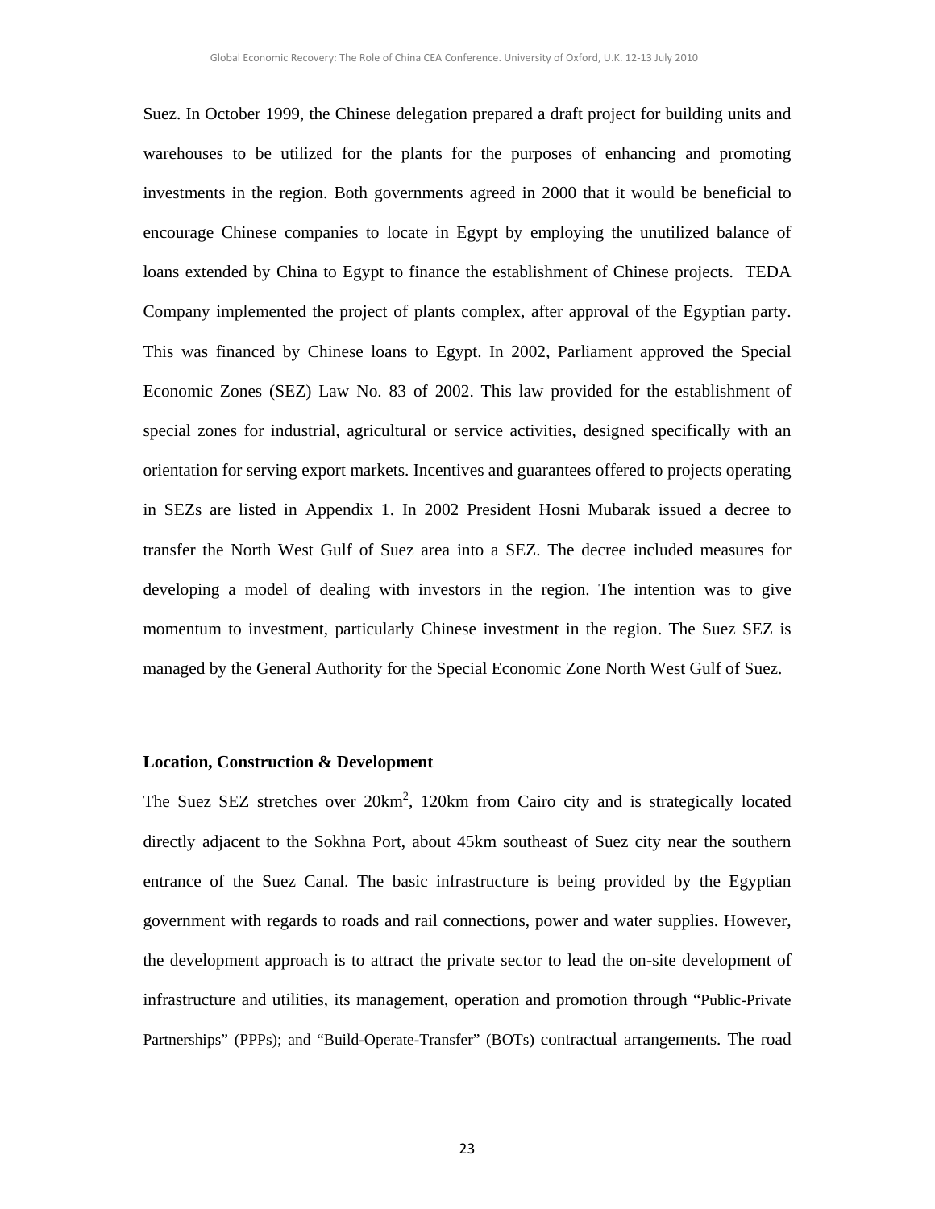Suez. In October 1999, the Chinese delegation prepared a draft project for building units and warehouses to be utilized for the plants for the purposes of enhancing and promoting investments in the region. Both governments agreed in 2000 that it would be beneficial to encourage Chinese companies to locate in Egypt by employing the unutilized balance of loans extended by China to Egypt to finance the establishment of Chinese projects. TEDA Company implemented the project of plants complex, after approval of the Egyptian party. This was financed by Chinese loans to Egypt. In 2002, Parliament approved the Special Economic Zones (SEZ) Law No. 83 of 2002. This law provided for the establishment of special zones for industrial, agricultural or service activities, designed specifically with an orientation for serving export markets. Incentives and guarantees offered to projects operating in SEZs are listed in Appendix 1. In 2002 President Hosni Mubarak issued a decree to transfer the North West Gulf of Suez area into a SEZ. The decree included measures for developing a model of dealing with investors in the region. The intention was to give momentum to investment, particularly Chinese investment in the region. The Suez SEZ is managed by the General Authority for the Special Economic Zone North West Gulf of Suez.

**Location, Construction & Development**

The Suez SEZ stretches over 20km$^2$, 120km from Cairo city and is strategically located directly adjacent to the Sokhna Port, about 45km southeast of Suez city near the southern entrance of the Suez Canal. The basic infrastructure is being provided by the Egyptian government with regards to roads and rail connections, power and water supplies. However, the development approach is to attract the private sector to lead the on-site development of infrastructure and utilities, its management, operation and promotion through "Public-Private Partnerships" (PPPs); and "Build-Operate-Transfer" (BOTs) contractual arrangements. The road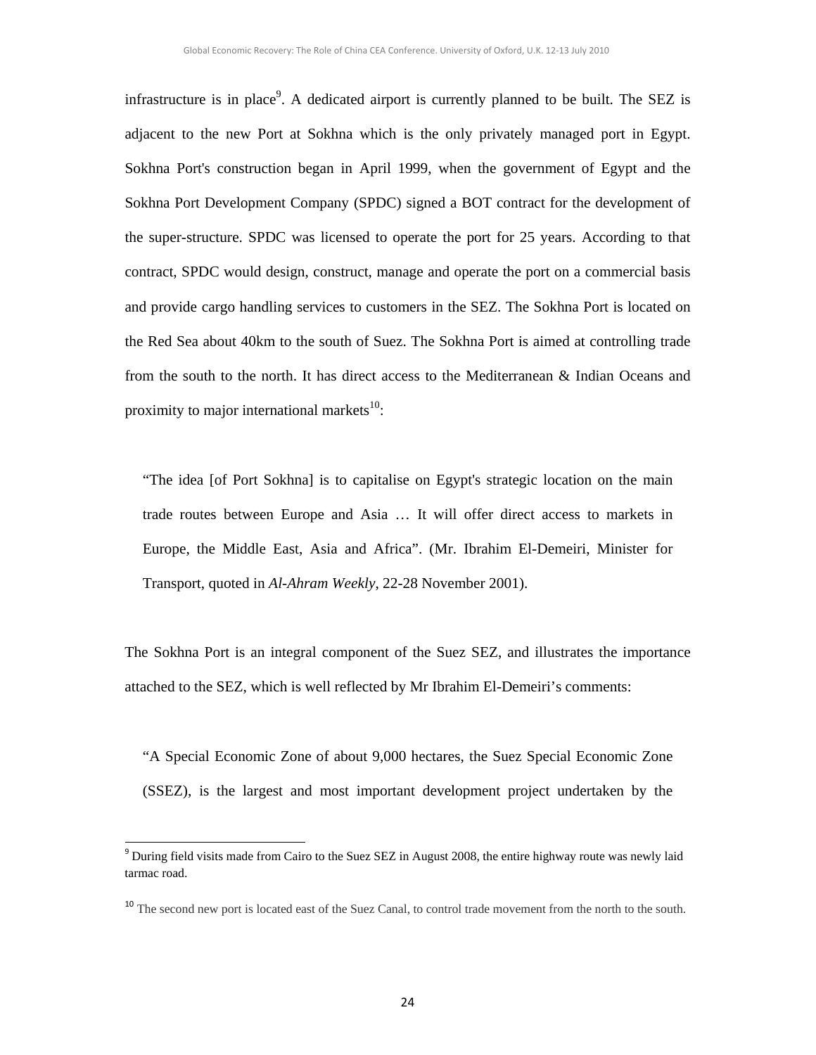infrastructure is in place[9]. A dedicated airport is currently planned to be built. The SEZ is adjacent to the new Port at Sokhna which is the only privately managed port in Egypt. Sokhna Port's construction began in April 1999, when the government of Egypt and the Sokhna Port Development Company (SPDC) signed a BOT contract for the development of the super-structure. SPDC was licensed to operate the port for 25 years. According to that contract, SPDC would design, construct, manage and operate the port on a commercial basis and provide cargo handling services to customers in the SEZ. The Sokhna Port is located on the Red Sea about 40km to the south of Suez. The Sokhna Port is aimed at controlling trade from the south to the north. It has direct access to the Mediterranean & Indian Oceans and proximity to major international markets[10]:

> "The idea [of Port Sokhna] is to capitalise on Egypt's strategic location on the main trade routes between Europe and Asia … It will offer direct access to markets in Europe, the Middle East, Asia and Africa". (Mr. Ibrahim El-Demeiri, Minister for Transport, quoted in *Al-Ahram Weekly*, 22-28 November 2001).

The Sokhna Port is an integral component of the Suez SEZ, and illustrates the importance attached to the SEZ, which is well reflected by Mr Ibrahim El-Demeiri's comments:

> "A Special Economic Zone of about 9,000 hectares, the Suez Special Economic Zone (SSEZ), is the largest and most important development project undertaken by the

---

[9] During field visits made from Cairo to the Suez SEZ in August 2008, the entire highway route was newly laid tarmac road.

[10] The second new port is located east of the Suez Canal, to control trade movement from the north to the south.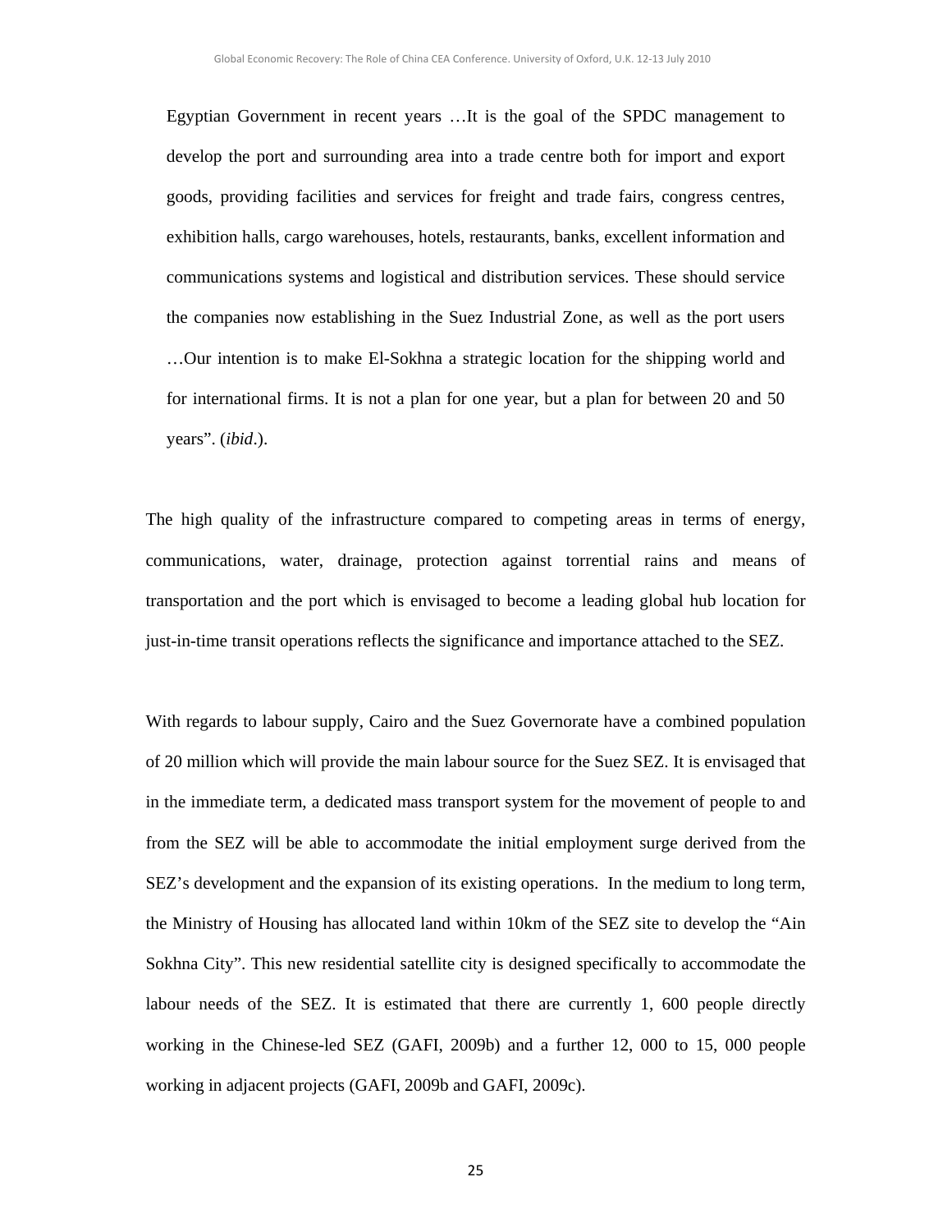> Egyptian Government in recent years …It is the goal of the SPDC management to develop the port and surrounding area into a trade centre both for import and export goods, providing facilities and services for freight and trade fairs, congress centres, exhibition halls, cargo warehouses, hotels, restaurants, banks, excellent information and communications systems and logistical and distribution services. These should service the companies now establishing in the Suez Industrial Zone, as well as the port users …Our intention is to make El-Sokhna a strategic location for the shipping world and for international firms. It is not a plan for one year, but a plan for between 20 and 50 years". (*ibid*.).

The high quality of the infrastructure compared to competing areas in terms of energy, communications, water, drainage, protection against torrential rains and means of transportation and the port which is envisaged to become a leading global hub location for just-in-time transit operations reflects the significance and importance attached to the SEZ.

With regards to labour supply, Cairo and the Suez Governorate have a combined population of 20 million which will provide the main labour source for the Suez SEZ. It is envisaged that in the immediate term, a dedicated mass transport system for the movement of people to and from the SEZ will be able to accommodate the initial employment surge derived from the SEZ's development and the expansion of its existing operations. In the medium to long term, the Ministry of Housing has allocated land within 10km of the SEZ site to develop the "Ain Sokhna City". This new residential satellite city is designed specifically to accommodate the labour needs of the SEZ. It is estimated that there are currently 1, 600 people directly working in the Chinese-led SEZ (GAFI, 2009b) and a further 12, 000 to 15, 000 people working in adjacent projects (GAFI, 2009b and GAFI, 2009c).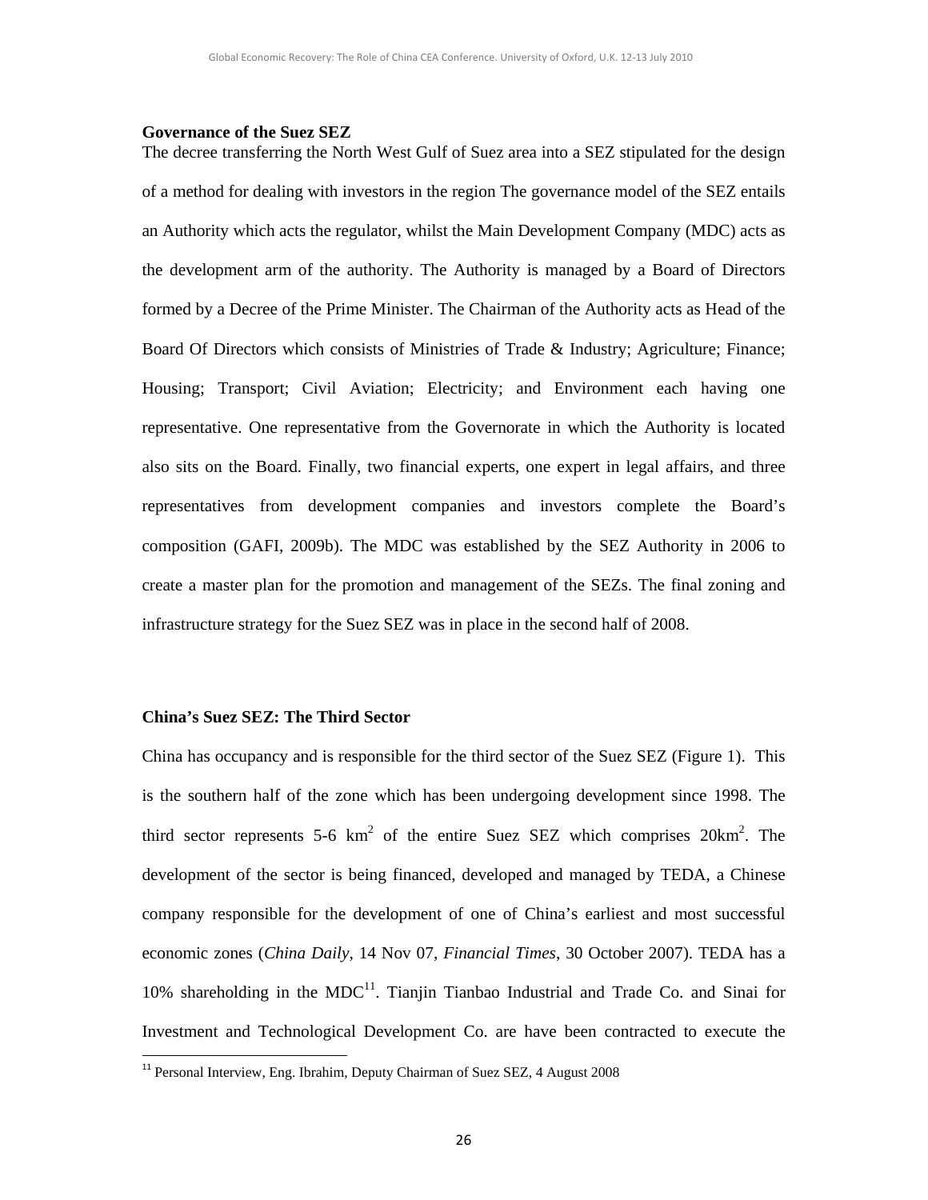**Governance of the Suez SEZ**

The decree transferring the North West Gulf of Suez area into a SEZ stipulated for the design of a method for dealing with investors in the region The governance model of the SEZ entails an Authority which acts the regulator, whilst the Main Development Company (MDC) acts as the development arm of the authority. The Authority is managed by a Board of Directors formed by a Decree of the Prime Minister. The Chairman of the Authority acts as Head of the Board Of Directors which consists of Ministries of Trade & Industry; Agriculture; Finance; Housing; Transport; Civil Aviation; Electricity; and Environment each having one representative. One representative from the Governorate in which the Authority is located also sits on the Board. Finally, two financial experts, one expert in legal affairs, and three representatives from development companies and investors complete the Board's composition (GAFI, 2009b). The MDC was established by the SEZ Authority in 2006 to create a master plan for the promotion and management of the SEZs. The final zoning and infrastructure strategy for the Suez SEZ was in place in the second half of 2008.

**China's Suez SEZ: The Third Sector**

China has occupancy and is responsible for the third sector of the Suez SEZ (Figure 1). This is the southern half of the zone which has been undergoing development since 1998. The third sector represents 5-6 $km^2$ of the entire Suez SEZ which comprises $20km^2$. The development of the sector is being financed, developed and managed by TEDA, a Chinese company responsible for the development of one of China's earliest and most successful economic zones (*China Daily*, 14 Nov 07, *Financial Times*, 30 October 2007). TEDA has a 10% shareholding in the MDC[11]. Tianjin Tianbao Industrial and Trade Co. and Sinai for Investment and Technological Development Co. are have been contracted to execute the

[11] Personal Interview, Eng. Ibrahim, Deputy Chairman of Suez SEZ, 4 August 2008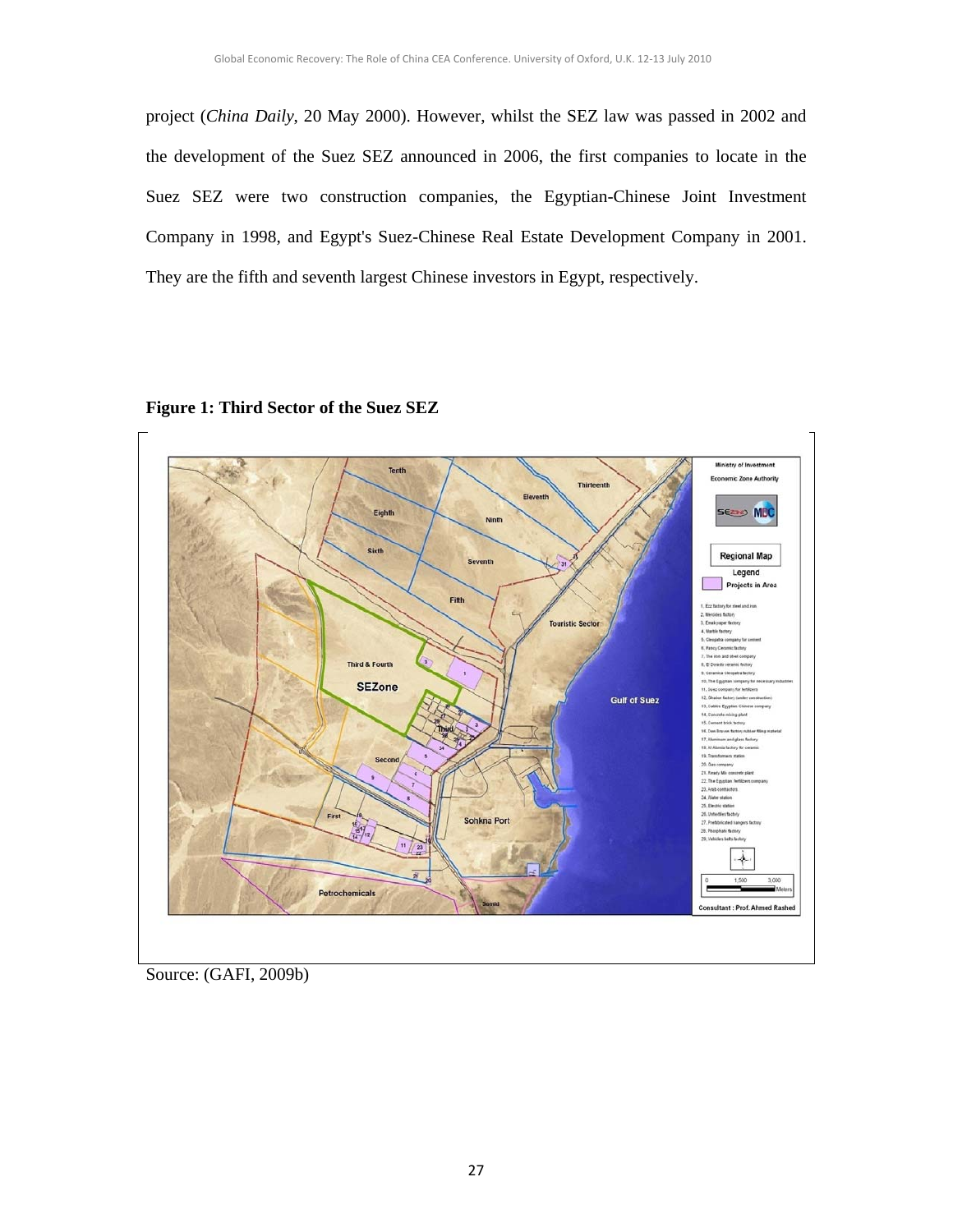project (*China Daily*, 20 May 2000). However, whilst the SEZ law was passed in 2002 and the development of the Suez SEZ announced in 2006, the first companies to locate in the Suez SEZ were two construction companies, the Egyptian-Chinese Joint Investment Company in 1998, and Egypt's Suez-Chinese Real Estate Development Company in 2001. They are the fifth and seventh largest Chinese investors in Egypt, respectively.

**Figure 1: Third Sector of the Suez SEZ**

Source: (GAFI, 2009b)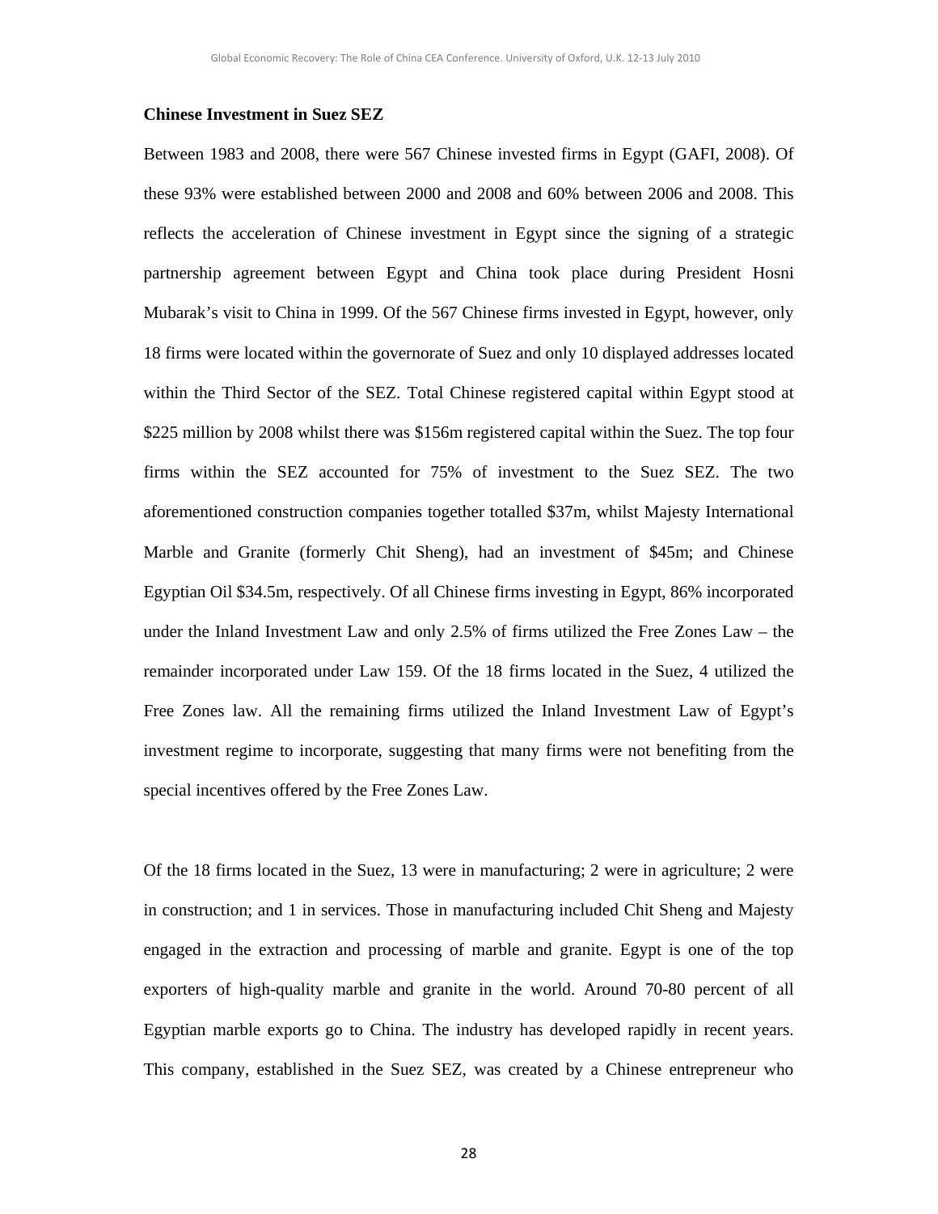**Chinese Investment in Suez SEZ**

Between 1983 and 2008, there were 567 Chinese invested firms in Egypt (GAFI, 2008). Of these 93% were established between 2000 and 2008 and 60% between 2006 and 2008. This reflects the acceleration of Chinese investment in Egypt since the signing of a strategic partnership agreement between Egypt and China took place during President Hosni Mubarak's visit to China in 1999. Of the 567 Chinese firms invested in Egypt, however, only 18 firms were located within the governorate of Suez and only 10 displayed addresses located within the Third Sector of the SEZ. Total Chinese registered capital within Egypt stood at \$225 million by 2008 whilst there was \$156m registered capital within the Suez. The top four firms within the SEZ accounted for 75% of investment to the Suez SEZ. The two aforementioned construction companies together totalled \$37m, whilst Majesty International Marble and Granite (formerly Chit Sheng), had an investment of \$45m; and Chinese Egyptian Oil \$34.5m, respectively. Of all Chinese firms investing in Egypt, 86% incorporated under the Inland Investment Law and only 2.5% of firms utilized the Free Zones Law – the remainder incorporated under Law 159. Of the 18 firms located in the Suez, 4 utilized the Free Zones law. All the remaining firms utilized the Inland Investment Law of Egypt's investment regime to incorporate, suggesting that many firms were not benefiting from the special incentives offered by the Free Zones Law.

Of the 18 firms located in the Suez, 13 were in manufacturing; 2 were in agriculture; 2 were in construction; and 1 in services. Those in manufacturing included Chit Sheng and Majesty engaged in the extraction and processing of marble and granite. Egypt is one of the top exporters of high-quality marble and granite in the world. Around 70-80 percent of all Egyptian marble exports go to China. The industry has developed rapidly in recent years. This company, established in the Suez SEZ, was created by a Chinese entrepreneur who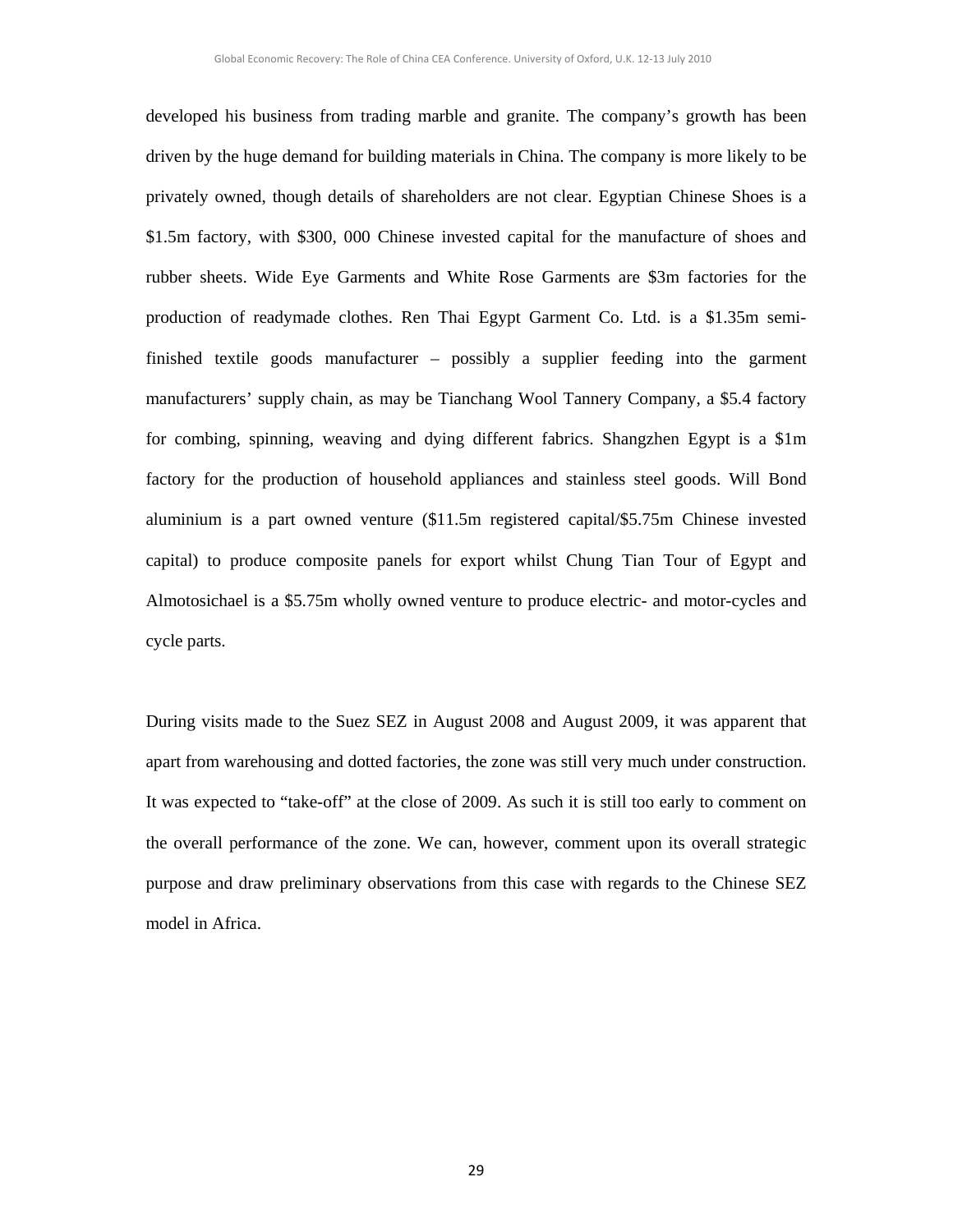developed his business from trading marble and granite. The company's growth has been driven by the huge demand for building materials in China. The company is more likely to be privately owned, though details of shareholders are not clear. Egyptian Chinese Shoes is a $1.5m factory, with $300, 000 Chinese invested capital for the manufacture of shoes and rubber sheets. Wide Eye Garments and White Rose Garments are $3m factories for the production of readymade clothes. Ren Thai Egypt Garment Co. Ltd. is a $1.35m semi-finished textile goods manufacturer – possibly a supplier feeding into the garment manufacturers' supply chain, as may be Tianchang Wool Tannery Company, a $5.4 factory for combing, spinning, weaving and dying different fabrics. Shangzhen Egypt is a $1m factory for the production of household appliances and stainless steel goods. Will Bond aluminium is a part owned venture ($11.5m registered capital/$5.75m Chinese invested capital) to produce composite panels for export whilst Chung Tian Tour of Egypt and Almotosichael is a $5.75m wholly owned venture to produce electric- and motor-cycles and cycle parts.

During visits made to the Suez SEZ in August 2008 and August 2009, it was apparent that apart from warehousing and dotted factories, the zone was still very much under construction. It was expected to "take-off" at the close of 2009. As such it is still too early to comment on the overall performance of the zone. We can, however, comment upon its overall strategic purpose and draw preliminary observations from this case with regards to the Chinese SEZ model in Africa.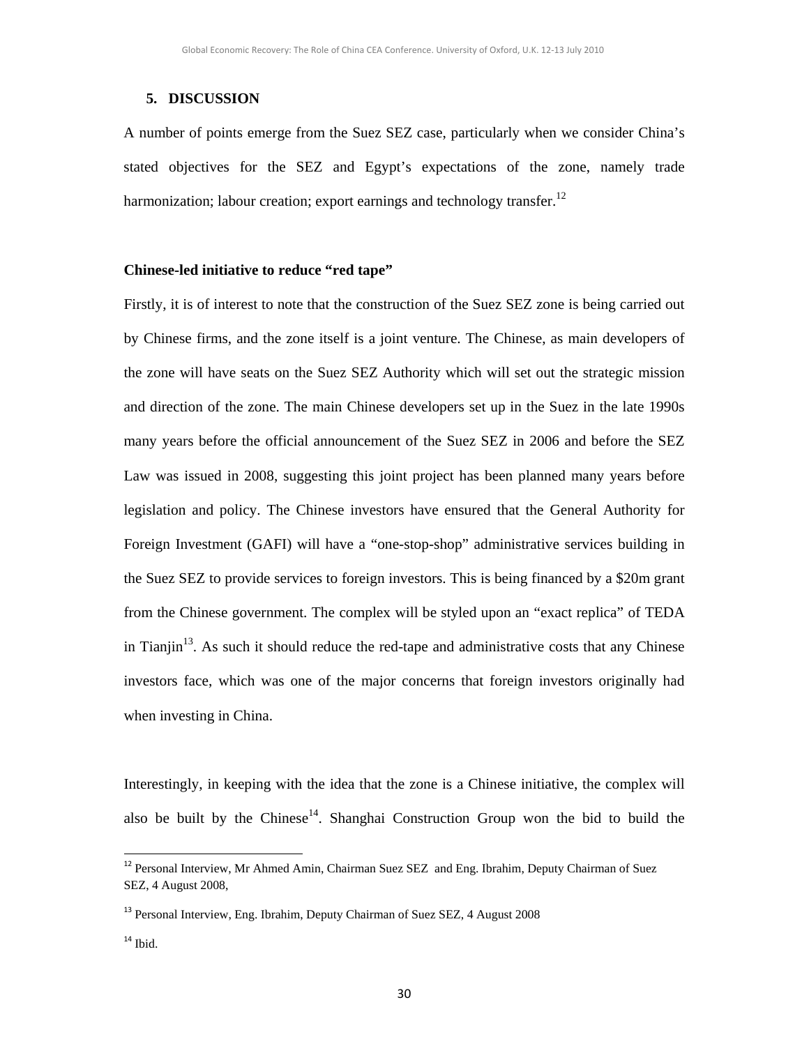## 5. DISCUSSION

A number of points emerge from the Suez SEZ case, particularly when we consider China's stated objectives for the SEZ and Egypt's expectations of the zone, namely trade harmonization; labour creation; export earnings and technology transfer.[12]

**Chinese-led initiative to reduce "red tape"**

Firstly, it is of interest to note that the construction of the Suez SEZ zone is being carried out by Chinese firms, and the zone itself is a joint venture. The Chinese, as main developers of the zone will have seats on the Suez SEZ Authority which will set out the strategic mission and direction of the zone. The main Chinese developers set up in the Suez in the late 1990s many years before the official announcement of the Suez SEZ in 2006 and before the SEZ Law was issued in 2008, suggesting this joint project has been planned many years before legislation and policy. The Chinese investors have ensured that the General Authority for Foreign Investment (GAFI) will have a "one-stop-shop" administrative services building in the Suez SEZ to provide services to foreign investors. This is being financed by a $20m grant from the Chinese government. The complex will be styled upon an "exact replica" of TEDA in Tianjin[13]. As such it should reduce the red-tape and administrative costs that any Chinese investors face, which was one of the major concerns that foreign investors originally had when investing in China.

Interestingly, in keeping with the idea that the zone is a Chinese initiative, the complex will also be built by the Chinese[14]. Shanghai Construction Group won the bid to build the

[12] Personal Interview, Mr Ahmed Amin, Chairman Suez SEZ and Eng. Ibrahim, Deputy Chairman of Suez SEZ, 4 August 2008,

[13] Personal Interview, Eng. Ibrahim, Deputy Chairman of Suez SEZ, 4 August 2008

[14] Ibid.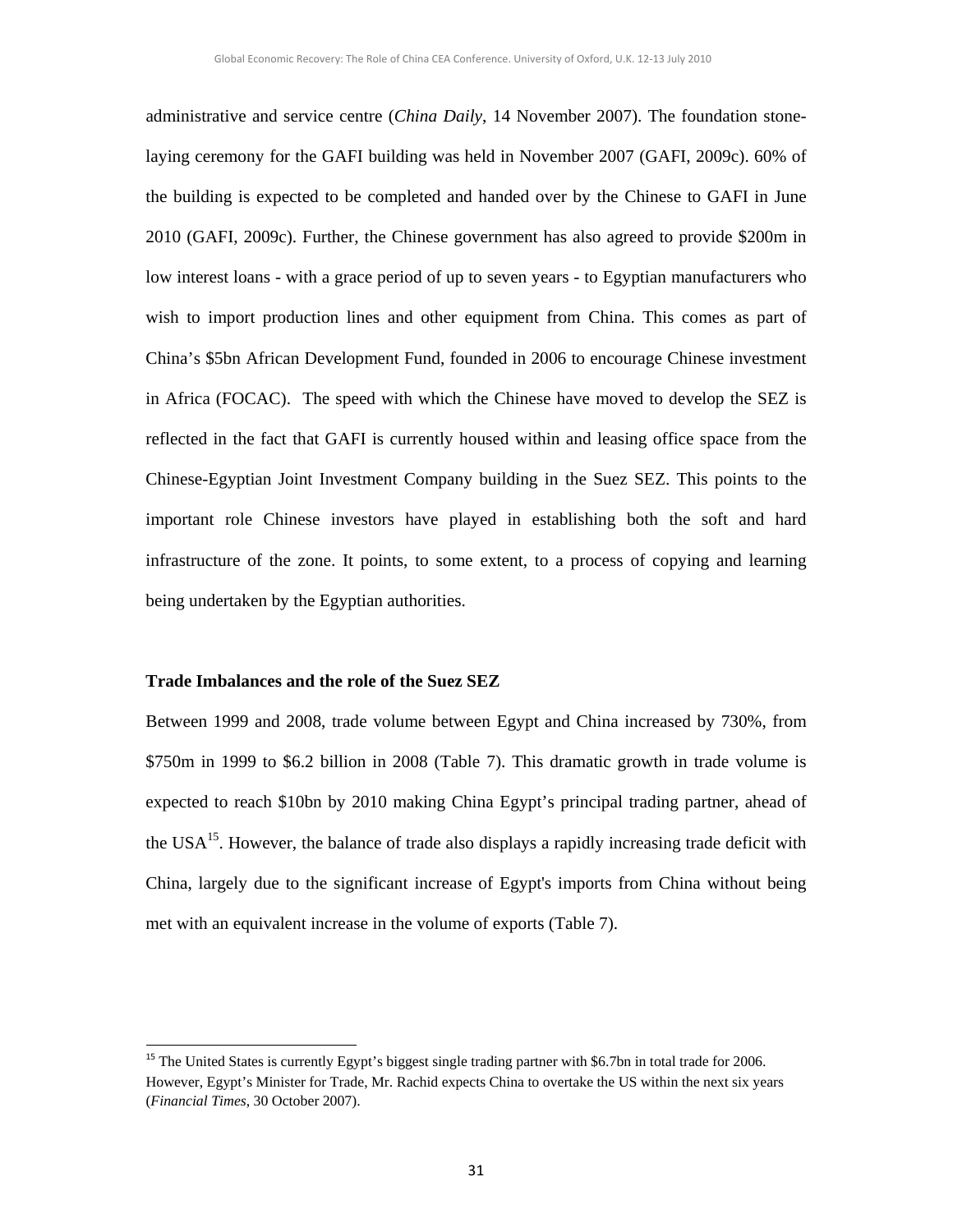administrative and service centre (*China Daily*, 14 November 2007). The foundation stone-laying ceremony for the GAFI building was held in November 2007 (GAFI, 2009c). 60% of the building is expected to be completed and handed over by the Chinese to GAFI in June 2010 (GAFI, 2009c). Further, the Chinese government has also agreed to provide $200m in low interest loans - with a grace period of up to seven years - to Egyptian manufacturers who wish to import production lines and other equipment from China. This comes as part of China's $5bn African Development Fund, founded in 2006 to encourage Chinese investment in Africa (FOCAC). The speed with which the Chinese have moved to develop the SEZ is reflected in the fact that GAFI is currently housed within and leasing office space from the Chinese-Egyptian Joint Investment Company building in the Suez SEZ. This points to the important role Chinese investors have played in establishing both the soft and hard infrastructure of the zone. It points, to some extent, to a process of copying and learning being undertaken by the Egyptian authorities.

**Trade Imbalances and the role of the Suez SEZ**

Between 1999 and 2008, trade volume between Egypt and China increased by 730%, from $750m in 1999 to $6.2 billion in 2008 (Table 7). This dramatic growth in trade volume is expected to reach $10bn by 2010 making China Egypt's principal trading partner, ahead of the USA[15]. However, the balance of trade also displays a rapidly increasing trade deficit with China, largely due to the significant increase of Egypt's imports from China without being met with an equivalent increase in the volume of exports (Table 7).

---

[15] The United States is currently Egypt's biggest single trading partner with $6.7bn in total trade for 2006. However, Egypt's Minister for Trade, Mr. Rachid expects China to overtake the US within the next six years (*Financial Times*, 30 October 2007).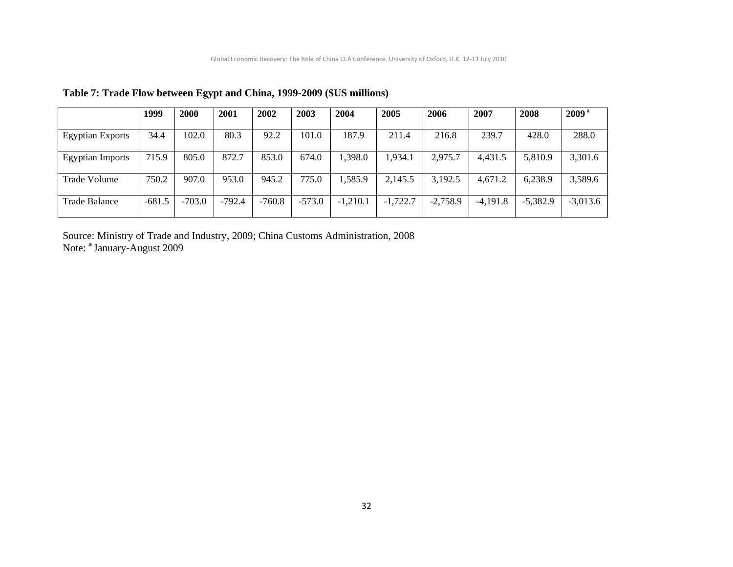**Table 7: Trade Flow between Egypt and China, 1999-2009 ($US millions)**

| | 1999 | 2000 | 2001 | 2002 | 2003 | 2004 | 2005 | 2006 | 2007 | 2008 | 2009 [a] |
|---|---|---|---|---|---|---|---|---|---|---|---|
| Egyptian Exports | 34.4 | 102.0 | 80.3 | 92.2 | 101.0 | 187.9 | 211.4 | 216.8 | 239.7 | 428.0 | 288.0 |
| Egyptian Imports | 715.9 | 805.0 | 872.7 | 853.0 | 674.0 | 1,398.0 | 1,934.1 | 2,975.7 | 4,431.5 | 5,810.9 | 3,301.6 |
| Trade Volume | 750.2 | 907.0 | 953.0 | 945.2 | 775.0 | 1,585.9 | 2,145.5 | 3,192.5 | 4,671.2 | 6,238.9 | 3,589.6 |
| Trade Balance | -681.5 | -703.0 | -792.4 | -760.8 | -573.0 | -1,210.1 | -1,722.7 | -2,758.9 | -4,191.8 | -5,382.9 | -3,013.6 |

Source: Ministry of Trade and Industry, 2009; China Customs Administration, 2008
Note: [a] January-August 2009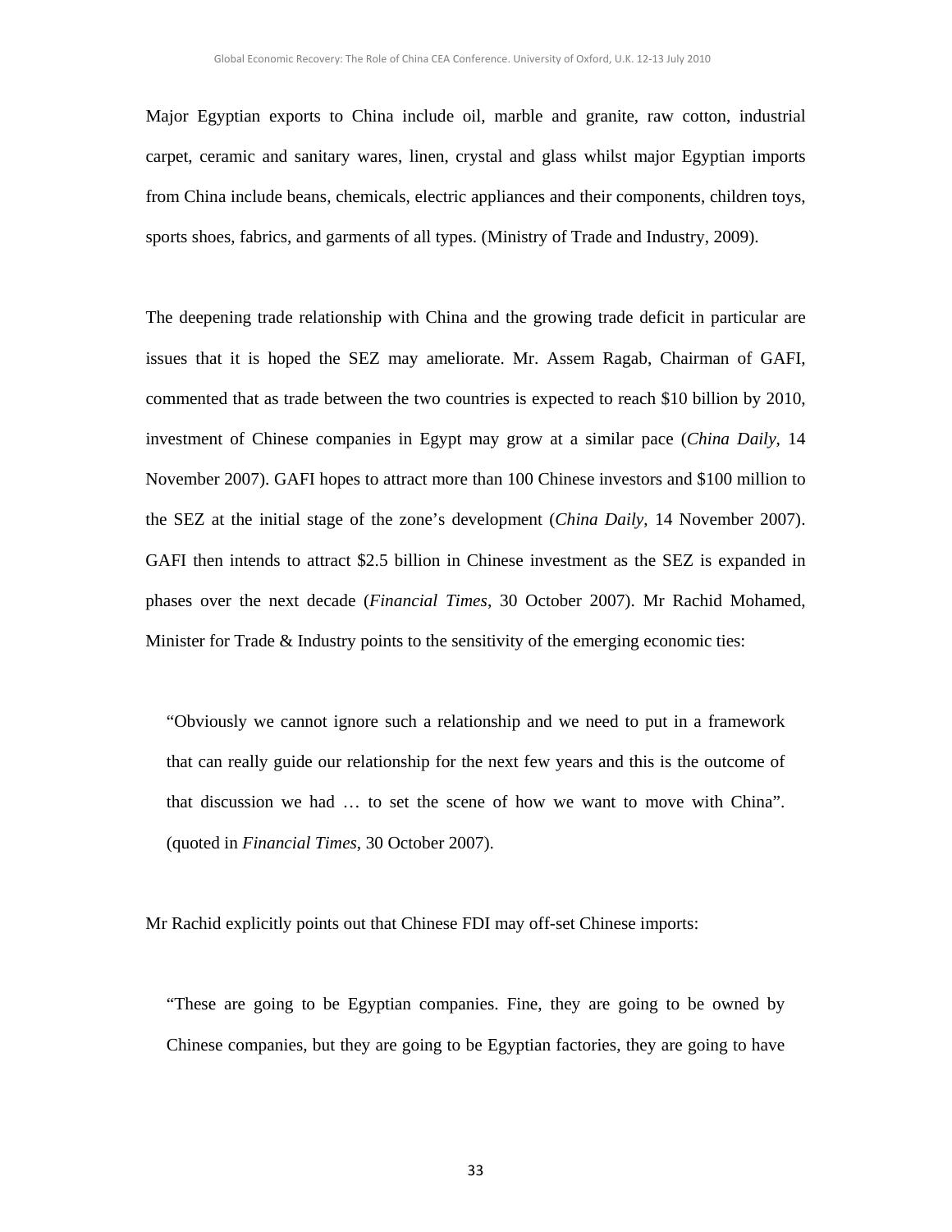Major Egyptian exports to China include oil, marble and granite, raw cotton, industrial carpet, ceramic and sanitary wares, linen, crystal and glass whilst major Egyptian imports from China include beans, chemicals, electric appliances and their components, children toys, sports shoes, fabrics, and garments of all types. (Ministry of Trade and Industry, 2009).

The deepening trade relationship with China and the growing trade deficit in particular are issues that it is hoped the SEZ may ameliorate. Mr. Assem Ragab, Chairman of GAFI, commented that as trade between the two countries is expected to reach $10 billion by 2010, investment of Chinese companies in Egypt may grow at a similar pace (*China Daily*, 14 November 2007). GAFI hopes to attract more than 100 Chinese investors and $100 million to the SEZ at the initial stage of the zone's development (*China Daily*, 14 November 2007). GAFI then intends to attract $2.5 billion in Chinese investment as the SEZ is expanded in phases over the next decade (*Financial Times*, 30 October 2007). Mr Rachid Mohamed, Minister for Trade & Industry points to the sensitivity of the emerging economic ties:

> "Obviously we cannot ignore such a relationship and we need to put in a framework that can really guide our relationship for the next few years and this is the outcome of that discussion we had … to set the scene of how we want to move with China". (quoted in *Financial Times*, 30 October 2007).

Mr Rachid explicitly points out that Chinese FDI may off-set Chinese imports:

> "These are going to be Egyptian companies. Fine, they are going to be owned by Chinese companies, but they are going to be Egyptian factories, they are going to have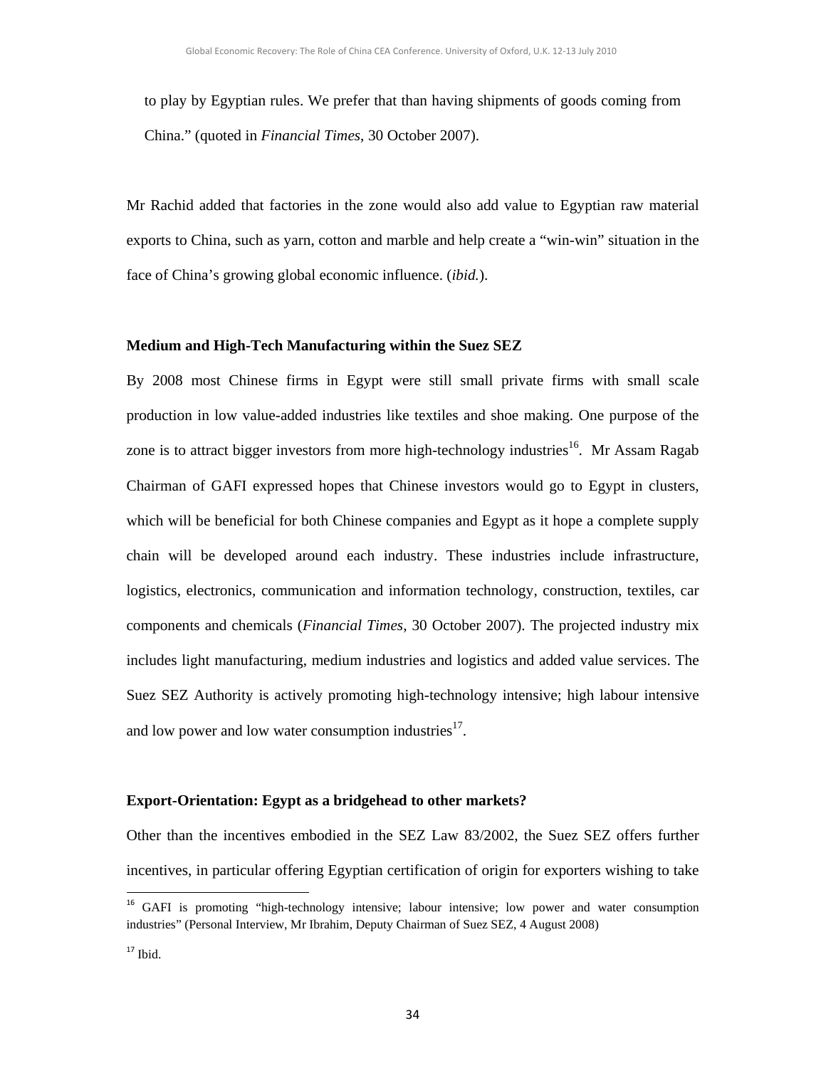to play by Egyptian rules. We prefer that than having shipments of goods coming from China." (quoted in *Financial Times*, 30 October 2007).

Mr Rachid added that factories in the zone would also add value to Egyptian raw material exports to China, such as yarn, cotton and marble and help create a "win-win" situation in the face of China's growing global economic influence. (*ibid.*).

**Medium and High-Tech Manufacturing within the Suez SEZ**

By 2008 most Chinese firms in Egypt were still small private firms with small scale production in low value-added industries like textiles and shoe making. One purpose of the zone is to attract bigger investors from more high-technology industries[16]. Mr Assam Ragab Chairman of GAFI expressed hopes that Chinese investors would go to Egypt in clusters, which will be beneficial for both Chinese companies and Egypt as it hope a complete supply chain will be developed around each industry. These industries include infrastructure, logistics, electronics, communication and information technology, construction, textiles, car components and chemicals (*Financial Times*, 30 October 2007). The projected industry mix includes light manufacturing, medium industries and logistics and added value services. The Suez SEZ Authority is actively promoting high-technology intensive; high labour intensive and low power and low water consumption industries[17].

**Export-Orientation: Egypt as a bridgehead to other markets?**

Other than the incentives embodied in the SEZ Law 83/2002, the Suez SEZ offers further incentives, in particular offering Egyptian certification of origin for exporters wishing to take

[16] GAFI is promoting "high-technology intensive; labour intensive; low power and water consumption industries" (Personal Interview, Mr Ibrahim, Deputy Chairman of Suez SEZ, 4 August 2008)

[17] Ibid.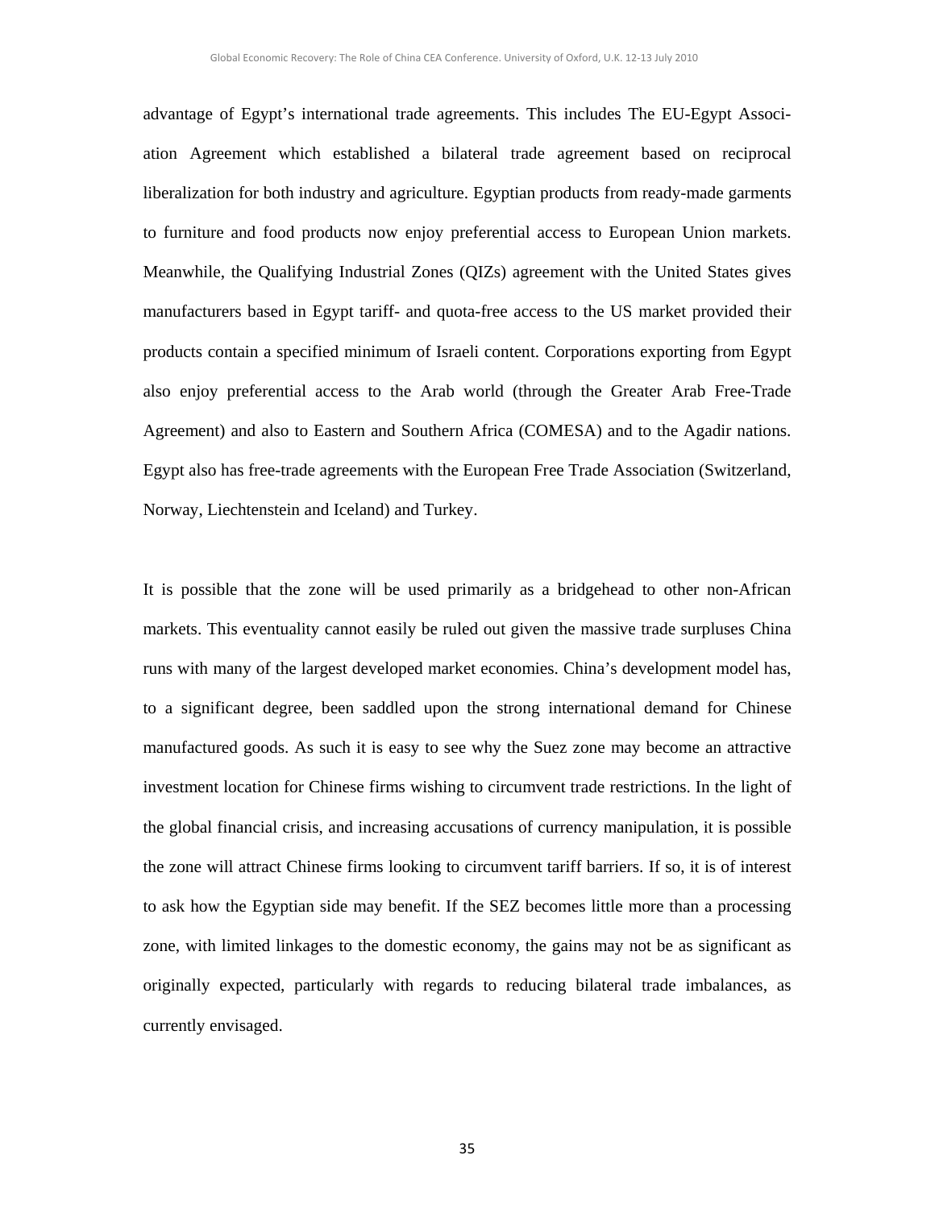advantage of Egypt's international trade agreements. This includes The EU-Egypt Association Agreement which established a bilateral trade agreement based on reciprocal liberalization for both industry and agriculture. Egyptian products from ready-made garments to furniture and food products now enjoy preferential access to European Union markets. Meanwhile, the Qualifying Industrial Zones (QIZs) agreement with the United States gives manufacturers based in Egypt tariff- and quota-free access to the US market provided their products contain a specified minimum of Israeli content. Corporations exporting from Egypt also enjoy preferential access to the Arab world (through the Greater Arab Free-Trade Agreement) and also to Eastern and Southern Africa (COMESA) and to the Agadir nations. Egypt also has free-trade agreements with the European Free Trade Association (Switzerland, Norway, Liechtenstein and Iceland) and Turkey.

It is possible that the zone will be used primarily as a bridgehead to other non-African markets. This eventuality cannot easily be ruled out given the massive trade surpluses China runs with many of the largest developed market economies. China's development model has, to a significant degree, been saddled upon the strong international demand for Chinese manufactured goods. As such it is easy to see why the Suez zone may become an attractive investment location for Chinese firms wishing to circumvent trade restrictions. In the light of the global financial crisis, and increasing accusations of currency manipulation, it is possible the zone will attract Chinese firms looking to circumvent tariff barriers. If so, it is of interest to ask how the Egyptian side may benefit. If the SEZ becomes little more than a processing zone, with limited linkages to the domestic economy, the gains may not be as significant as originally expected, particularly with regards to reducing bilateral trade imbalances, as currently envisaged.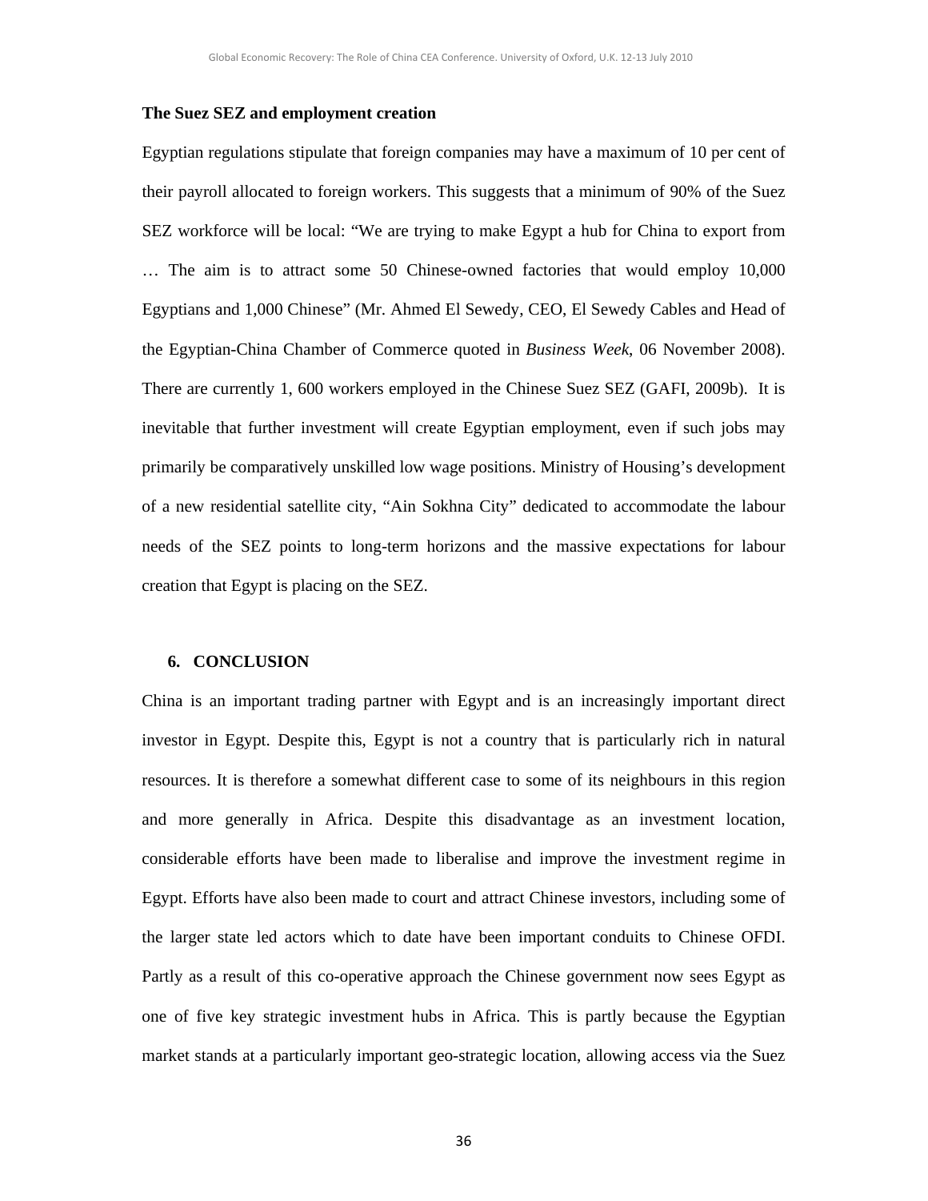**The Suez SEZ and employment creation**

Egyptian regulations stipulate that foreign companies may have a maximum of 10 per cent of their payroll allocated to foreign workers. This suggests that a minimum of 90% of the Suez SEZ workforce will be local: "We are trying to make Egypt a hub for China to export from … The aim is to attract some 50 Chinese-owned factories that would employ 10,000 Egyptians and 1,000 Chinese" (Mr. Ahmed El Sewedy, CEO, El Sewedy Cables and Head of the Egyptian-China Chamber of Commerce quoted in *Business Week*, 06 November 2008). There are currently 1, 600 workers employed in the Chinese Suez SEZ (GAFI, 2009b). It is inevitable that further investment will create Egyptian employment, even if such jobs may primarily be comparatively unskilled low wage positions. Ministry of Housing's development of a new residential satellite city, "Ain Sokhna City" dedicated to accommodate the labour needs of the SEZ points to long-term horizons and the massive expectations for labour creation that Egypt is placing on the SEZ.

## 6. CONCLUSION

China is an important trading partner with Egypt and is an increasingly important direct investor in Egypt. Despite this, Egypt is not a country that is particularly rich in natural resources. It is therefore a somewhat different case to some of its neighbours in this region and more generally in Africa. Despite this disadvantage as an investment location, considerable efforts have been made to liberalise and improve the investment regime in Egypt. Efforts have also been made to court and attract Chinese investors, including some of the larger state led actors which to date have been important conduits to Chinese OFDI. Partly as a result of this co-operative approach the Chinese government now sees Egypt as one of five key strategic investment hubs in Africa. This is partly because the Egyptian market stands at a particularly important geo-strategic location, allowing access via the Suez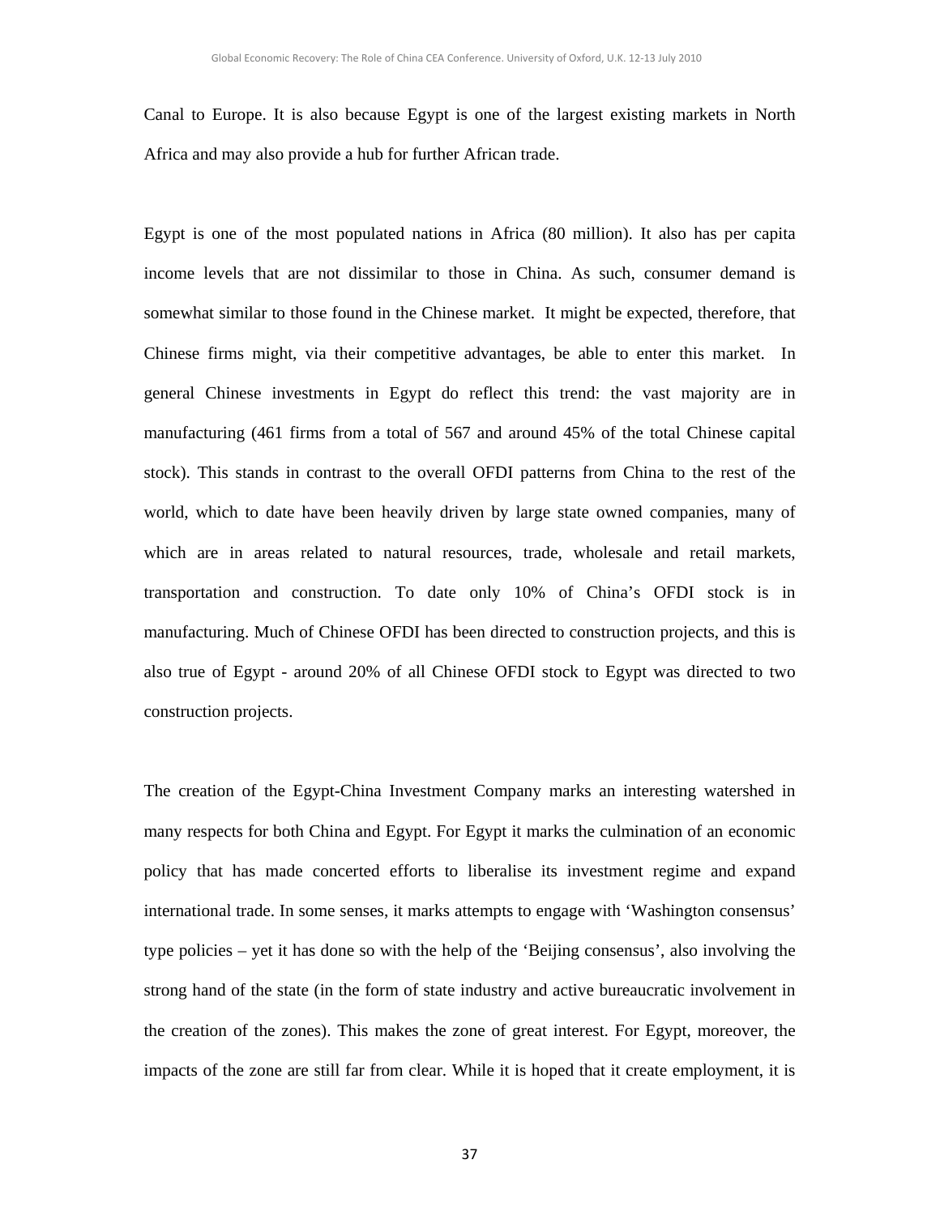Canal to Europe. It is also because Egypt is one of the largest existing markets in North Africa and may also provide a hub for further African trade.

Egypt is one of the most populated nations in Africa (80 million). It also has per capita income levels that are not dissimilar to those in China. As such, consumer demand is somewhat similar to those found in the Chinese market. It might be expected, therefore, that Chinese firms might, via their competitive advantages, be able to enter this market. In general Chinese investments in Egypt do reflect this trend: the vast majority are in manufacturing (461 firms from a total of 567 and around 45% of the total Chinese capital stock). This stands in contrast to the overall OFDI patterns from China to the rest of the world, which to date have been heavily driven by large state owned companies, many of which are in areas related to natural resources, trade, wholesale and retail markets, transportation and construction. To date only 10% of China's OFDI stock is in manufacturing. Much of Chinese OFDI has been directed to construction projects, and this is also true of Egypt - around 20% of all Chinese OFDI stock to Egypt was directed to two construction projects.

The creation of the Egypt-China Investment Company marks an interesting watershed in many respects for both China and Egypt. For Egypt it marks the culmination of an economic policy that has made concerted efforts to liberalise its investment regime and expand international trade. In some senses, it marks attempts to engage with 'Washington consensus' type policies – yet it has done so with the help of the 'Beijing consensus', also involving the strong hand of the state (in the form of state industry and active bureaucratic involvement in the creation of the zones). This makes the zone of great interest. For Egypt, moreover, the impacts of the zone are still far from clear. While it is hoped that it create employment, it is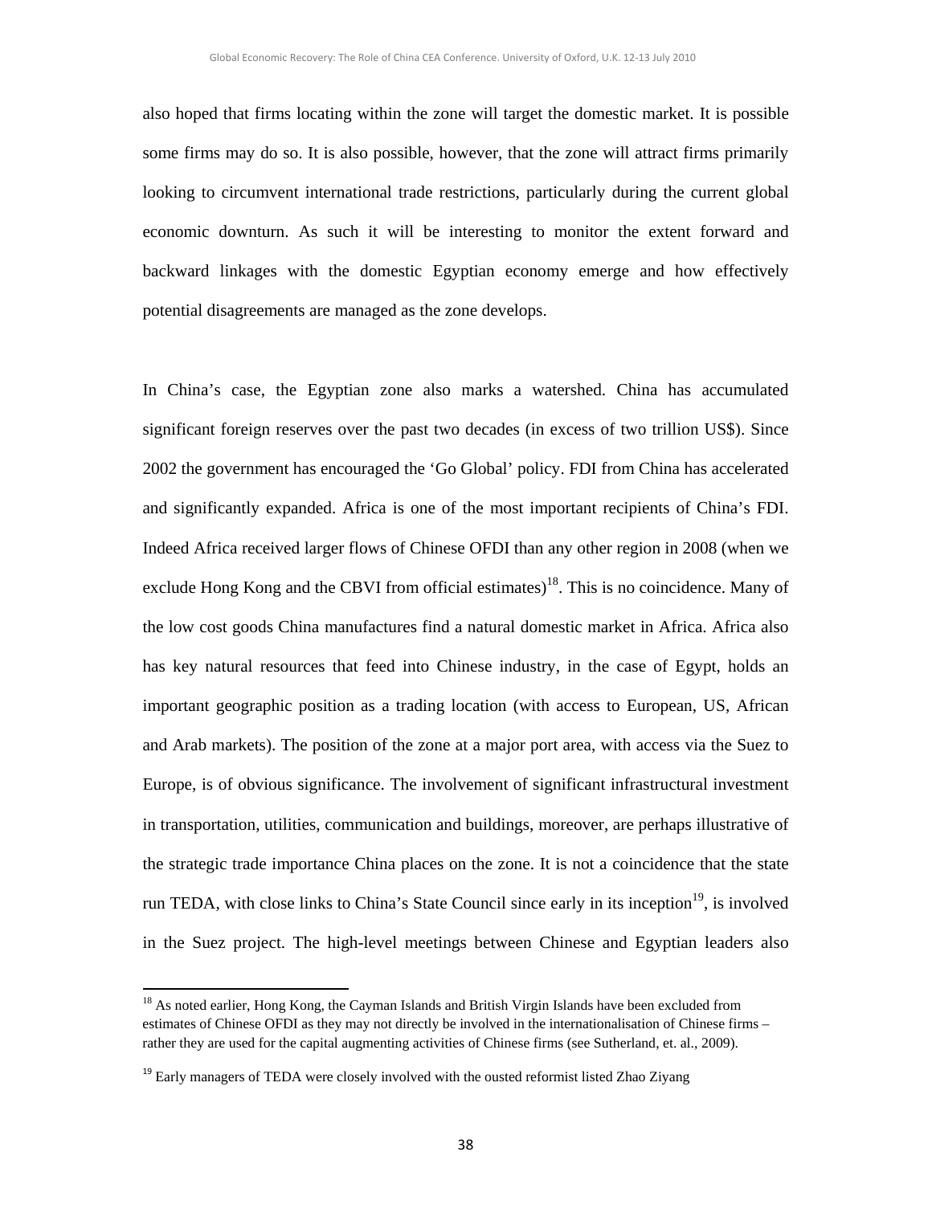also hoped that firms locating within the zone will target the domestic market. It is possible some firms may do so. It is also possible, however, that the zone will attract firms primarily looking to circumvent international trade restrictions, particularly during the current global economic downturn. As such it will be interesting to monitor the extent forward and backward linkages with the domestic Egyptian economy emerge and how effectively potential disagreements are managed as the zone develops.

In China's case, the Egyptian zone also marks a watershed. China has accumulated significant foreign reserves over the past two decades (in excess of two trillion US$). Since 2002 the government has encouraged the 'Go Global' policy. FDI from China has accelerated and significantly expanded. Africa is one of the most important recipients of China's FDI. Indeed Africa received larger flows of Chinese OFDI than any other region in 2008 (when we exclude Hong Kong and the CBVI from official estimates)[18]. This is no coincidence. Many of the low cost goods China manufactures find a natural domestic market in Africa. Africa also has key natural resources that feed into Chinese industry, in the case of Egypt, holds an important geographic position as a trading location (with access to European, US, African and Arab markets). The position of the zone at a major port area, with access via the Suez to Europe, is of obvious significance. The involvement of significant infrastructural investment in transportation, utilities, communication and buildings, moreover, are perhaps illustrative of the strategic trade importance China places on the zone. It is not a coincidence that the state run TEDA, with close links to China's State Council since early in its inception[19], is involved in the Suez project. The high-level meetings between Chinese and Egyptian leaders also

[18] As noted earlier, Hong Kong, the Cayman Islands and British Virgin Islands have been excluded from estimates of Chinese OFDI as they may not directly be involved in the internationalisation of Chinese firms – rather they are used for the capital augmenting activities of Chinese firms (see Sutherland, et. al., 2009).

[19] Early managers of TEDA were closely involved with the ousted reformist listed Zhao Ziyang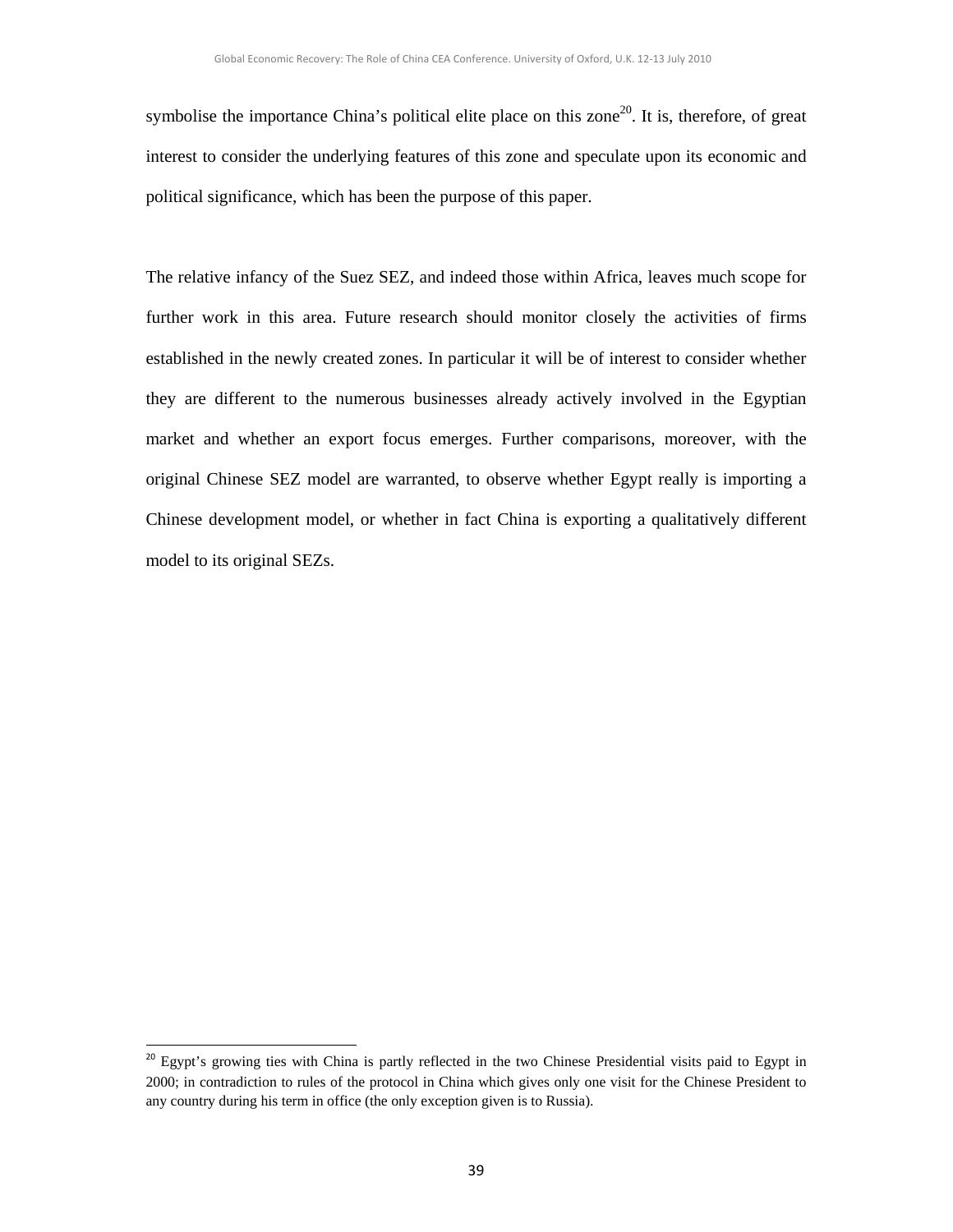symbolise the importance China's political elite place on this zone[20]. It is, therefore, of great interest to consider the underlying features of this zone and speculate upon its economic and political significance, which has been the purpose of this paper.

The relative infancy of the Suez SEZ, and indeed those within Africa, leaves much scope for further work in this area. Future research should monitor closely the activities of firms established in the newly created zones. In particular it will be of interest to consider whether they are different to the numerous businesses already actively involved in the Egyptian market and whether an export focus emerges. Further comparisons, moreover, with the original Chinese SEZ model are warranted, to observe whether Egypt really is importing a Chinese development model, or whether in fact China is exporting a qualitatively different model to its original SEZs.

[20] Egypt's growing ties with China is partly reflected in the two Chinese Presidential visits paid to Egypt in 2000; in contradiction to rules of the protocol in China which gives only one visit for the Chinese President to any country during his term in office (the only exception given is to Russia).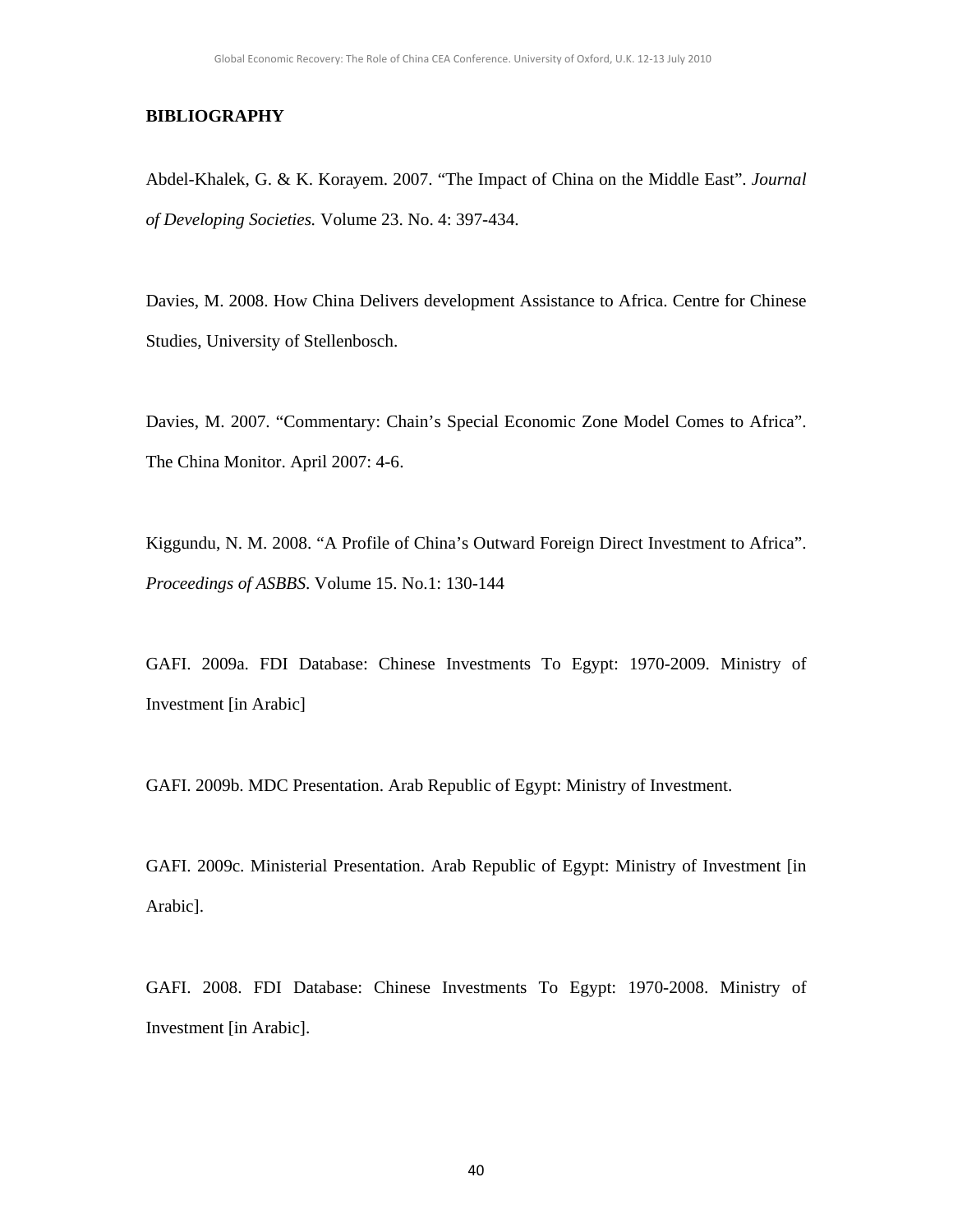## BIBLIOGRAPHY

Abdel-Khalek, G. & K. Korayem. 2007. "The Impact of China on the Middle East". *Journal of Developing Societies.* Volume 23. No. 4: 397-434.

Davies, M. 2008. How China Delivers development Assistance to Africa. Centre for Chinese Studies, University of Stellenbosch.

Davies, M. 2007. "Commentary: Chain's Special Economic Zone Model Comes to Africa". The China Monitor. April 2007: 4-6.

Kiggundu, N. M. 2008. "A Profile of China's Outward Foreign Direct Investment to Africa". *Proceedings of ASBBS.* Volume 15. No.1: 130-144

GAFI. 2009a. FDI Database: Chinese Investments To Egypt: 1970-2009. Ministry of Investment [in Arabic]

GAFI. 2009b. MDC Presentation. Arab Republic of Egypt: Ministry of Investment.

GAFI. 2009c. Ministerial Presentation. Arab Republic of Egypt: Ministry of Investment [in Arabic].

GAFI. 2008. FDI Database: Chinese Investments To Egypt: 1970-2008. Ministry of Investment [in Arabic].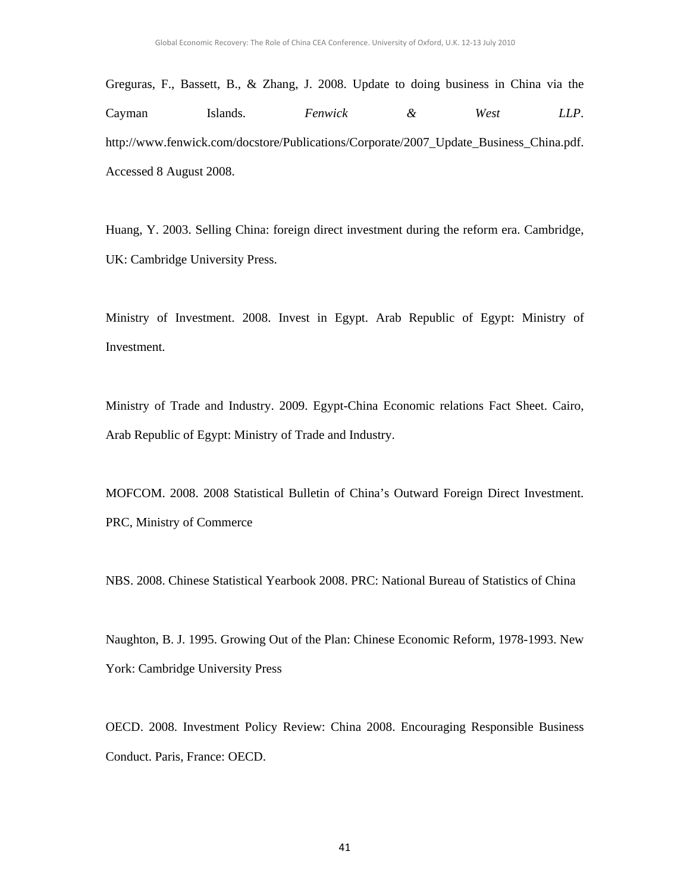Greguras, F., Bassett, B., & Zhang, J. 2008. Update to doing business in China via the Cayman Islands. *Fenwick & West LLP*. http://www.fenwick.com/docstore/Publications/Corporate/2007_Update_Business_China.pdf. Accessed 8 August 2008.

Huang, Y. 2003. Selling China: foreign direct investment during the reform era. Cambridge, UK: Cambridge University Press.

Ministry of Investment. 2008. Invest in Egypt. Arab Republic of Egypt: Ministry of Investment.

Ministry of Trade and Industry. 2009. Egypt-China Economic relations Fact Sheet. Cairo, Arab Republic of Egypt: Ministry of Trade and Industry.

MOFCOM. 2008. 2008 Statistical Bulletin of China's Outward Foreign Direct Investment. PRC, Ministry of Commerce

NBS. 2008. Chinese Statistical Yearbook 2008. PRC: National Bureau of Statistics of China

Naughton, B. J. 1995. Growing Out of the Plan: Chinese Economic Reform, 1978-1993. New York: Cambridge University Press

OECD. 2008. Investment Policy Review: China 2008. Encouraging Responsible Business Conduct. Paris, France: OECD.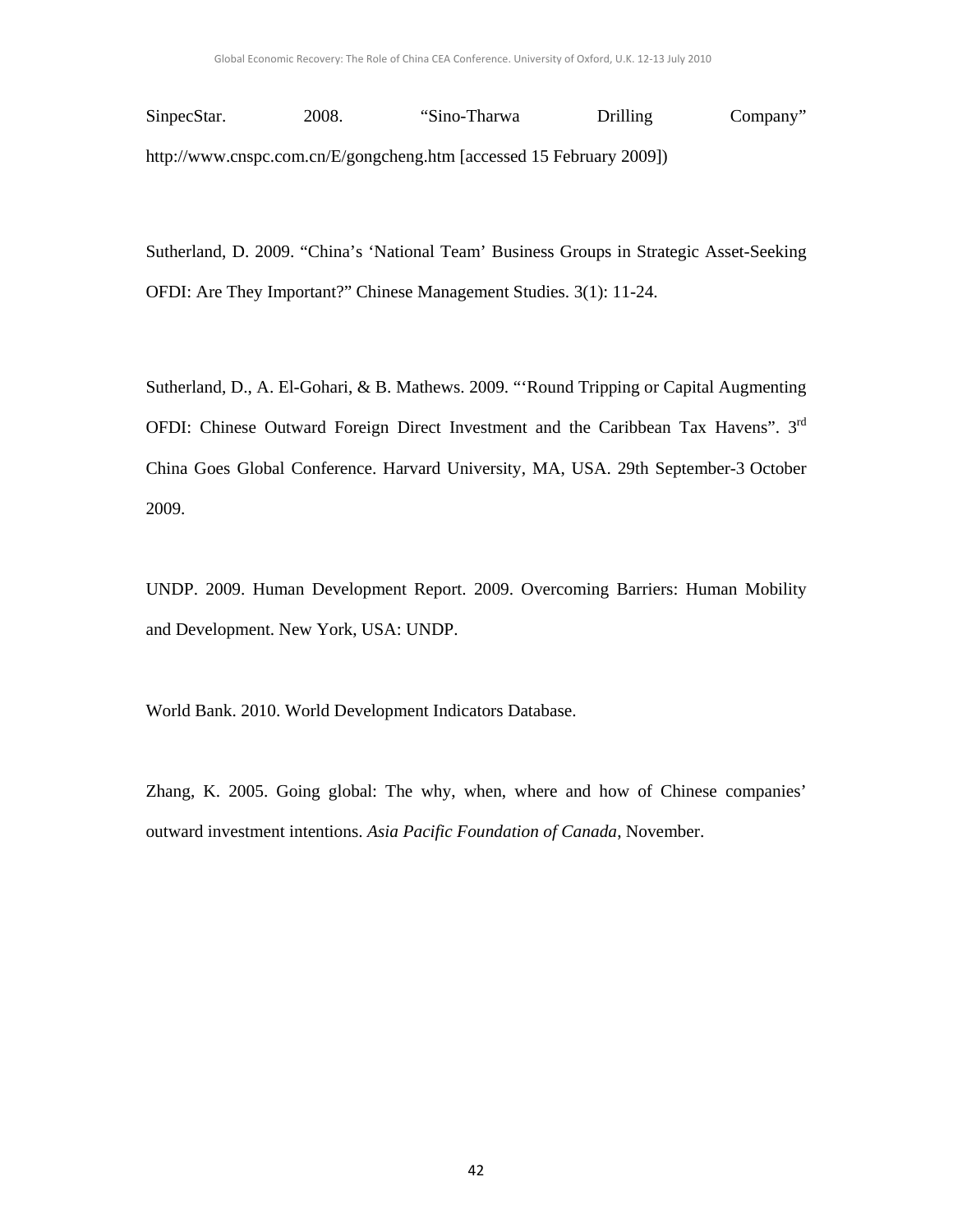SinpecStar. 2008. "Sino-Tharwa Drilling Company" http://www.cnspc.com.cn/E/gongcheng.htm [accessed 15 February 2009])

Sutherland, D. 2009. "China's 'National Team' Business Groups in Strategic Asset-Seeking OFDI: Are They Important?" Chinese Management Studies. 3(1): 11-24.

Sutherland, D., A. El-Gohari, & B. Mathews. 2009. "'Round Tripping or Capital Augmenting OFDI: Chinese Outward Foreign Direct Investment and the Caribbean Tax Havens". 3rd China Goes Global Conference. Harvard University, MA, USA. 29th September-3 October 2009.

UNDP. 2009. Human Development Report. 2009. Overcoming Barriers: Human Mobility and Development. New York, USA: UNDP.

World Bank. 2010. World Development Indicators Database.

Zhang, K. 2005. Going global: The why, when, where and how of Chinese companies' outward investment intentions. *Asia Pacific Foundation of Canada*, November.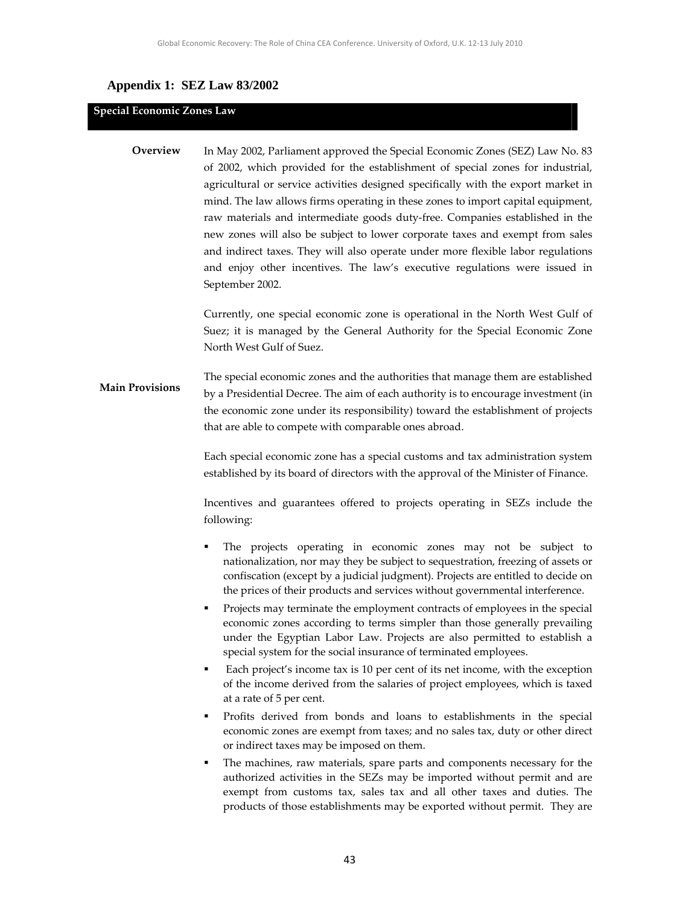## Appendix 1: SEZ Law 83/2002

### Special Economic Zones Law

**Overview**

In May 2002, Parliament approved the Special Economic Zones (SEZ) Law No. 83 of 2002, which provided for the establishment of special zones for industrial, agricultural or service activities designed specifically with the export market in mind. The law allows firms operating in these zones to import capital equipment, raw materials and intermediate goods duty-free. Companies established in the new zones will also be subject to lower corporate taxes and exempt from sales and indirect taxes. They will also operate under more flexible labor regulations and enjoy other incentives. The law's executive regulations were issued in September 2002.

Currently, one special economic zone is operational in the North West Gulf of Suez; it is managed by the General Authority for the Special Economic Zone North West Gulf of Suez.

**Main Provisions**

The special economic zones and the authorities that manage them are established by a Presidential Decree. The aim of each authority is to encourage investment (in the economic zone under its responsibility) toward the establishment of projects that are able to compete with comparable ones abroad.

Each special economic zone has a special customs and tax administration system established by its board of directors with the approval of the Minister of Finance.

Incentives and guarantees offered to projects operating in SEZs include the following:

- The projects operating in economic zones may not be subject to nationalization, nor may they be subject to sequestration, freezing of assets or confiscation (except by a judicial judgment). Projects are entitled to decide on the prices of their products and services without governmental interference.
- Projects may terminate the employment contracts of employees in the special economic zones according to terms simpler than those generally prevailing under the Egyptian Labor Law. Projects are also permitted to establish a special system for the social insurance of terminated employees.
- Each project's income tax is 10 per cent of its net income, with the exception of the income derived from the salaries of project employees, which is taxed at a rate of 5 per cent.
- Profits derived from bonds and loans to establishments in the special economic zones are exempt from taxes; and no sales tax, duty or other direct or indirect taxes may be imposed on them.
- The machines, raw materials, spare parts and components necessary for the authorized activities in the SEZs may be imported without permit and are exempt from customs tax, sales tax and all other taxes and duties. The products of those establishments may be exported without permit. They are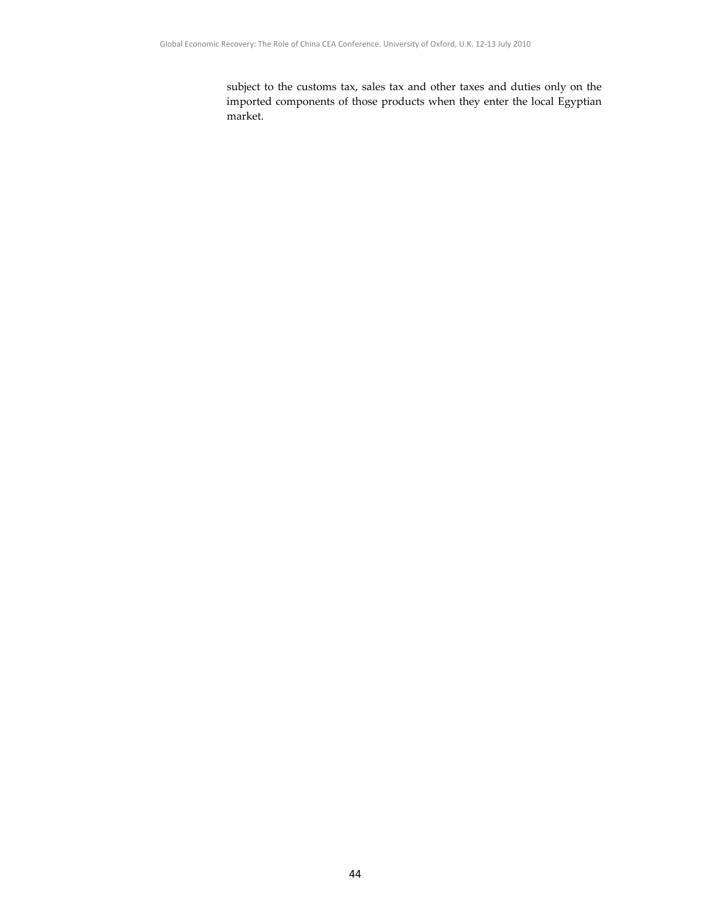subject to the customs tax, sales tax and other taxes and duties only on the imported components of those products when they enter the local Egyptian market.